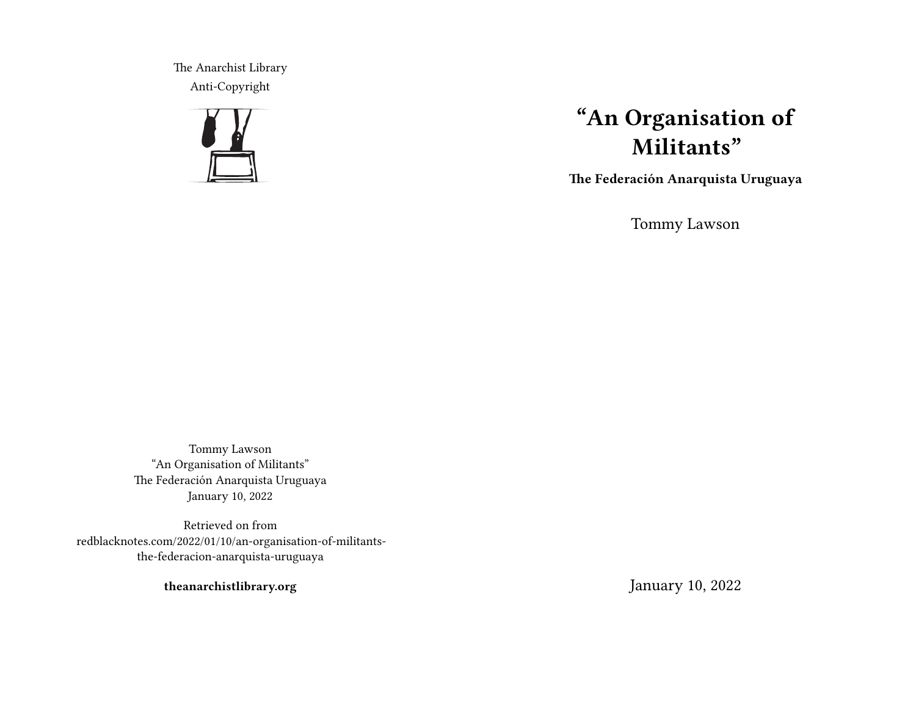# "An Organisation of Militants"

**The Federación Anarquista Uruguaya**

Tommy Lawson

January 10, 2022

The Anarchist Library
Anti-Copyright

Tommy Lawson
"An Organisation of Militants"
The Federación Anarquista Uruguaya
January 10, 2022

Retrieved on from
redblacknotes.com/2022/01/10/an-organisation-of-militants-the-federacion-anarquista-uruguaya

**theanarchistlibrary.org**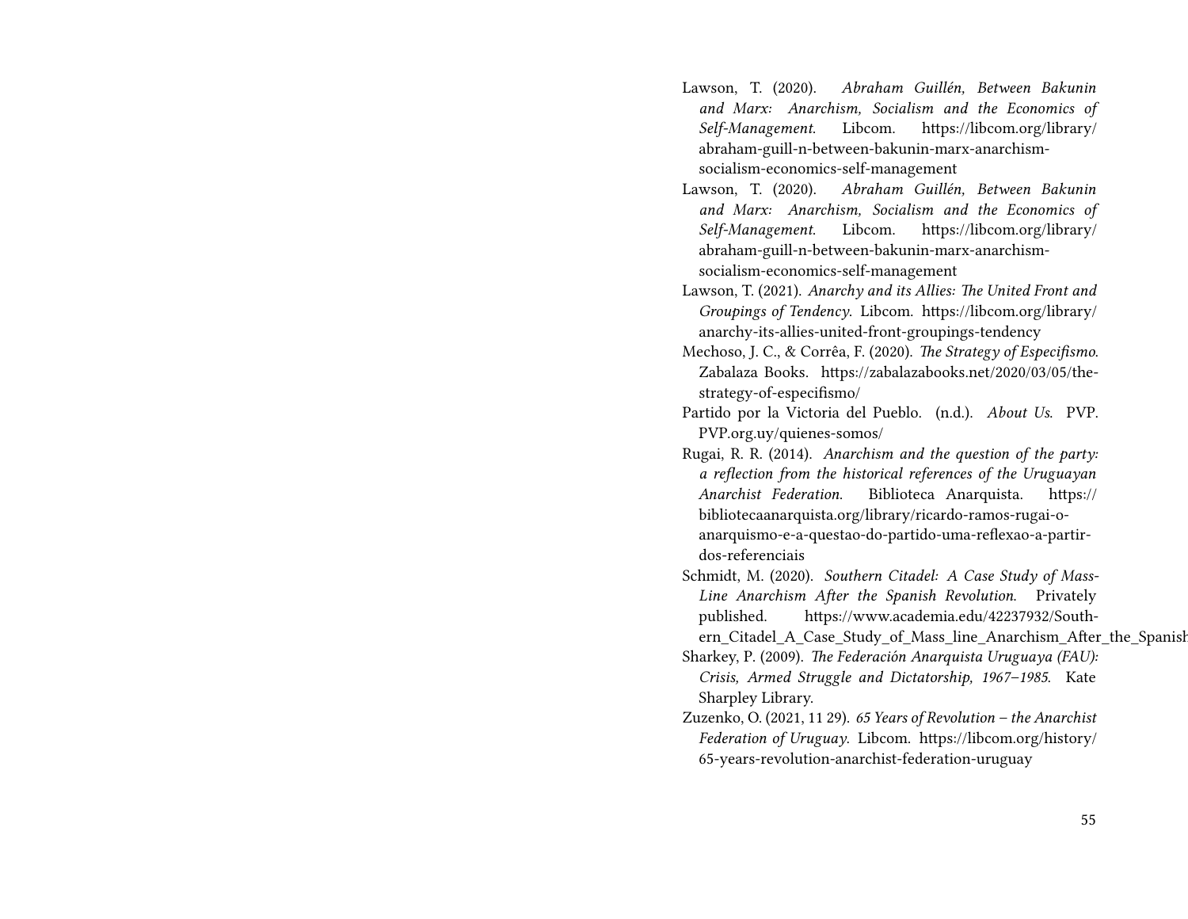Lawson, T. (2020). *Abraham Guillén, Between Bakunin and Marx: Anarchism, Socialism and the Economics of Self-Management*. Libcom. https://libcom.org/library/abraham-guill-n-between-bakunin-marx-anarchism-socialism-economics-self-management

Lawson, T. (2020). *Abraham Guillén, Between Bakunin and Marx: Anarchism, Socialism and the Economics of Self-Management*. Libcom. https://libcom.org/library/abraham-guill-n-between-bakunin-marx-anarchism-socialism-economics-self-management

Lawson, T. (2021). *Anarchy and its Allies: The United Front and Groupings of Tendency*. Libcom. https://libcom.org/library/anarchy-its-allies-united-front-groupings-tendency

Mechoso, J. C., & Corrêa, F. (2020). *The Strategy of Especifismo*. Zabalaza Books. https://zabalazabooks.net/2020/03/05/the-strategy-of-especifismo/

Partido por la Victoria del Pueblo. (n.d.). *About Us*. PVP. PVP.org.uy/quienes-somos/

Rugai, R. R. (2014). *Anarchism and the question of the party: a reflection from the historical references of the Uruguayan Anarchist Federation*. Biblioteca Anarquista. https://bibliotecaanarquista.org/library/ricardo-ramos-rugai-o-anarquismo-e-a-questao-do-partido-uma-reflexao-a-partir-dos-referenciais

Schmidt, M. (2020). *Southern Citadel: A Case Study of Mass-Line Anarchism After the Spanish Revolution*. Privately published. https://www.academia.edu/42237932/Southern_Citadel_A_Case_Study_of_Mass_line_Anarchism_After_the_Spanish

Sharkey, P. (2009). *The Federación Anarquista Uruguaya (FAU): Crisis, Armed Struggle and Dictatorship, 1967–1985*. Kate Sharpley Library.

Zuzenko, O. (2021, 11 29). *65 Years of Revolution – the Anarchist Federation of Uruguay*. Libcom. https://libcom.org/history/65-years-revolution-anarchist-federation-uruguay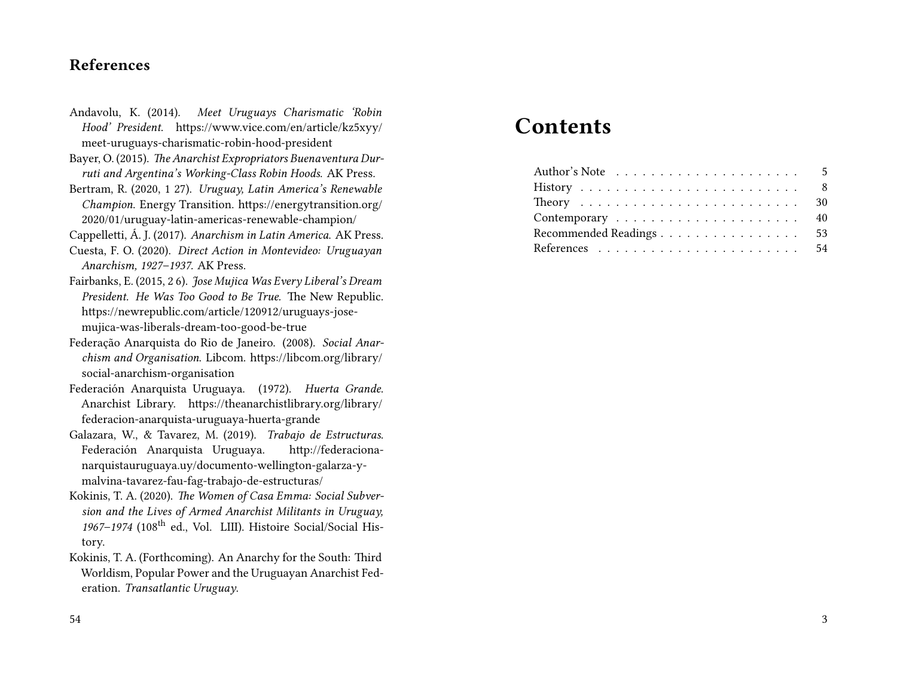## References

Andavolu, K. (2014). *Meet Uruguays Charismatic 'Robin Hood' President*. https://www.vice.com/en/article/kz5xyy/meet-uruguays-charismatic-robin-hood-president

Bayer, O. (2015). *The Anarchist Expropriators Buenaventura Durruti and Argentina's Working-Class Robin Hoods*. AK Press.

Bertram, R. (2020, 1 27). *Uruguay, Latin America's Renewable Champion*. Energy Transition. https://energytransition.org/2020/01/uruguay-latin-americas-renewable-champion/

Cappelletti, Á. J. (2017). *Anarchism in Latin America*. AK Press.

Cuesta, F. O. (2020). *Direct Action in Montevideo: Uruguayan Anarchism, 1927–1937*. AK Press.

Fairbanks, E. (2015, 2 6). *Jose Mujica Was Every Liberal's Dream President. He Was Too Good to Be True*. The New Republic. https://newrepublic.com/article/120912/uruguays-jose-mujica-was-liberals-dream-too-good-be-true

Federação Anarquista do Rio de Janeiro. (2008). *Social Anarchism and Organisation*. Libcom. https://libcom.org/library/social-anarchism-organisation

Federación Anarquista Uruguaya. (1972). *Huerta Grande*. Anarchist Library. https://theanarchistlibrary.org/library/federacion-anarquista-uruguaya-huerta-grande

Galazara, W., & Tavarez, M. (2019). *Trabajo de Estructuras*. Federación Anarquista Uruguaya. http://federacionanarquistauruguaya.uy/documento-wellington-galarza-y-malvina-tavarez-fau-fag-trabajo-de-estructuras/

Kokinis, T. A. (2020). *The Women of Casa Emma: Social Subversion and the Lives of Armed Anarchist Militants in Uruguay, 1967–1974* (108th ed., Vol. LIII). Histoire Social/Social History.

Kokinis, T. A. (Forthcoming). An Anarchy for the South: Third Worldism, Popular Power and the Uruguayan Anarchist Federation. *Transatlantic Uruguay*.

# Contents

| | |
|---|---|
| Author's Note | 5 |
| History | 8 |
| Theory | 30 |
| Contemporary | 40 |
| Recommended Readings | 53 |
| References | 54 |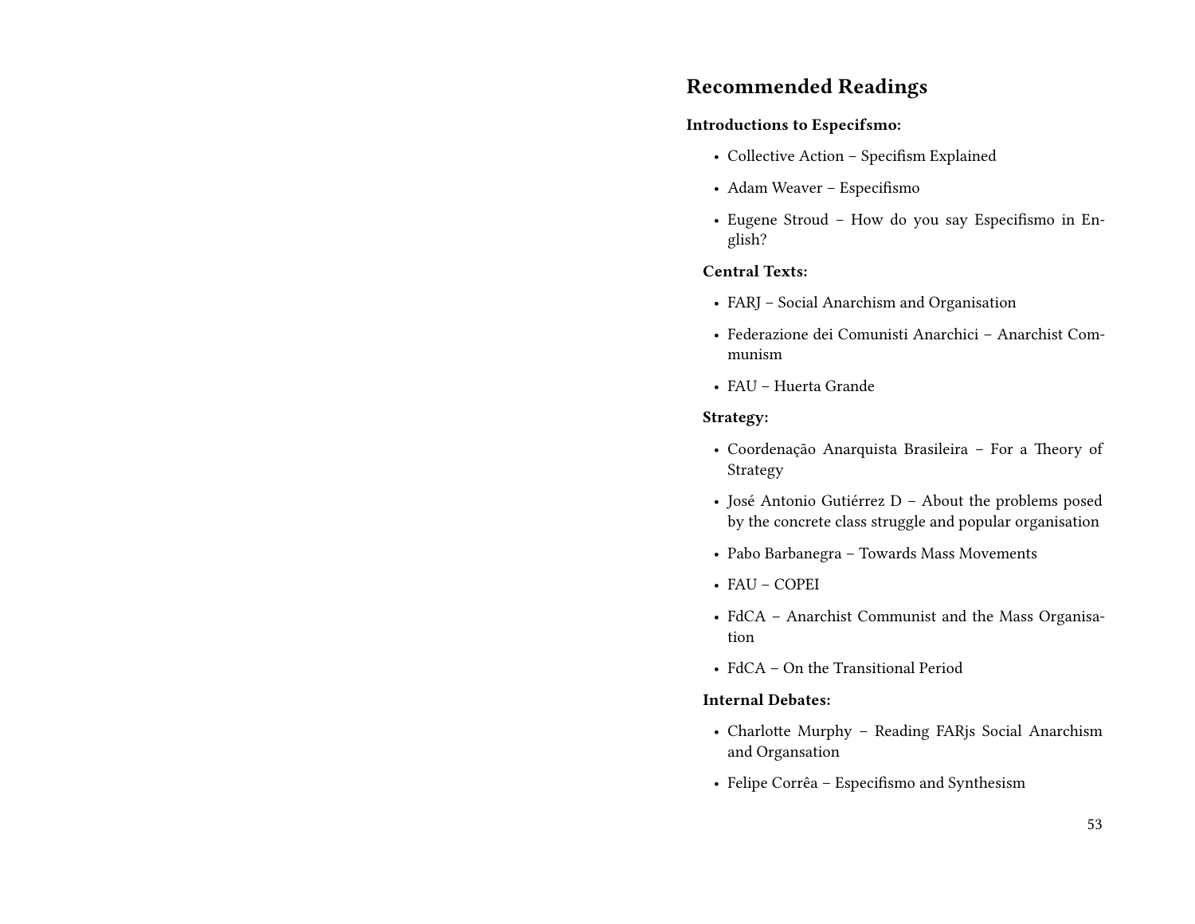## Recommended Readings

**Introductions to Especifsmo:**

- Collective Action – Specifism Explained
- Adam Weaver – Especifismo
- Eugene Stroud – How do you say Especifismo in English?

**Central Texts:**

- FARJ – Social Anarchism and Organisation
- Federazione dei Comunisti Anarchici – Anarchist Communism
- FAU – Huerta Grande

**Strategy:**

- Coordenação Anarquista Brasileira – For a Theory of Strategy
- José Antonio Gutiérrez D – About the problems posed by the concrete class struggle and popular organisation
- Pabo Barbanegra – Towards Mass Movements
- FAU – COPEI
- FdCA – Anarchist Communist and the Mass Organisation
- FdCA – On the Transitional Period

**Internal Debates:**

- Charlotte Murphy – Reading FARJs Social Anarchism and Organsation
- Felipe Corrêa – Especifismo and Synthesism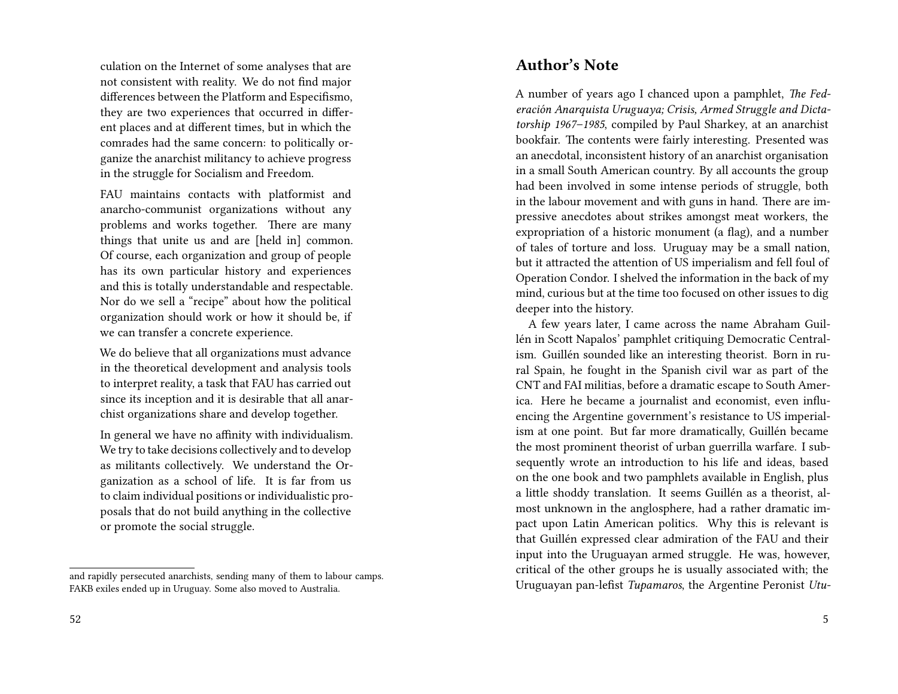culation on the Internet of some analyses that are not consistent with reality. We do not find major differences between the Platform and Especifismo, they are two experiences that occurred in different places and at different times, but in which the comrades had the same concern: to politically organize the anarchist militancy to achieve progress in the struggle for Socialism and Freedom.

FAU maintains contacts with platformist and anarcho-communist organizations without any problems and works together. There are many things that unite us and are [held in] common. Of course, each organization and group of people has its own particular history and experiences and this is totally understandable and respectable. Nor do we sell a "recipe" about how the political organization should work or how it should be, if we can transfer a concrete experience.

We do believe that all organizations must advance in the theoretical development and analysis tools to interpret reality, a task that FAU has carried out since its inception and it is desirable that all anarchist organizations share and develop together.

In general we have no affinity with individualism. We try to take decisions collectively and to develop as militants collectively. We understand the Organization as a school of life. It is far from us to claim individual positions or individualistic proposals that do not build anything in the collective or promote the social struggle.

---

and rapidly persecuted anarchists, sending many of them to labour camps. FAKB exiles ended up in Uruguay. Some also moved to Australia.

## Author's Note

A number of years ago I chanced upon a pamphlet, *The Federación Anarquista Uruguaya; Crisis, Armed Struggle and Dictatorship 1967–1985*, compiled by Paul Sharkey, at an anarchist bookfair. The contents were fairly interesting. Presented was an anecdotal, inconsistent history of an anarchist organisation in a small South American country. By all accounts the group had been involved in some intense periods of struggle, both in the labour movement and with guns in hand. There are impressive anecdotes about strikes amongst meat workers, the expropriation of a historic monument (a flag), and a number of tales of torture and loss. Uruguay may be a small nation, but it attracted the attention of US imperialism and fell foul of Operation Condor. I shelved the information in the back of my mind, curious but at the time too focused on other issues to dig deeper into the history.

A few years later, I came across the name Abraham Guillén in Scott Napalos' pamphlet critiquing Democratic Centralism. Guillén sounded like an interesting theorist. Born in rural Spain, he fought in the Spanish civil war as part of the CNT and FAI militias, before a dramatic escape to South America. Here he became a journalist and economist, even influencing the Argentine government's resistance to US imperialism at one point. But far more dramatically, Guillén became the most prominent theorist of urban guerrilla warfare. I subsequently wrote an introduction to his life and ideas, based on the one book and two pamphlets available in English, plus a little shoddy translation. It seems Guillén as a theorist, almost unknown in the anglosphere, had a rather dramatic impact upon Latin American politics. Why this is relevant is that Guillén expressed clear admiration of the FAU and their input into the Uruguayan armed struggle. He was, however, critical of the other groups he is usually associated with; the Uruguayan pan-lefist *Tupamaros*, the Argentine Peronist *Utu-*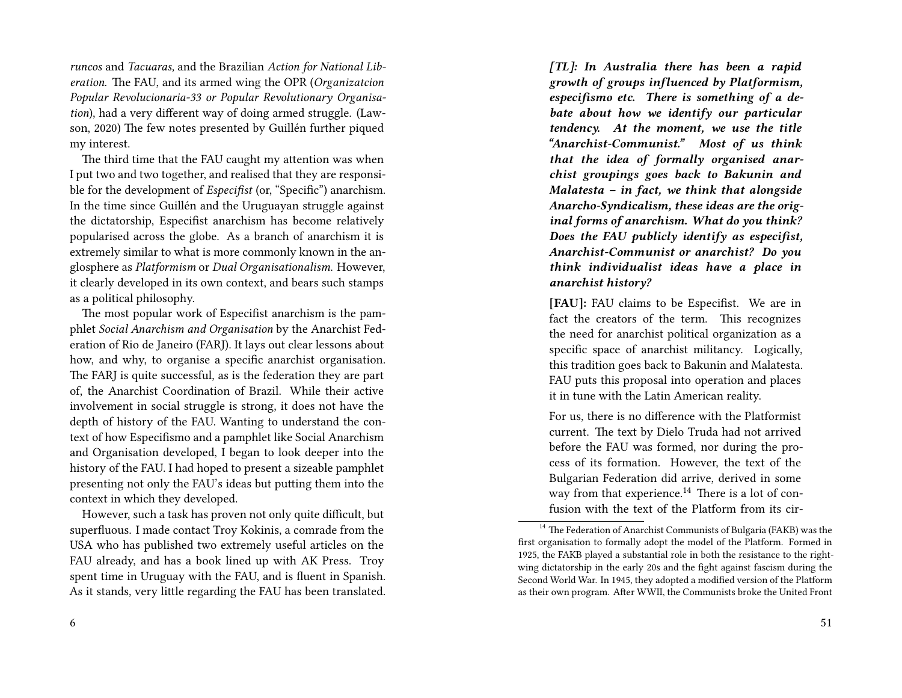*runcos* and *Tacuaras,* and the Brazilian *Action for National Liberation.* The FAU, and its armed wing the OPR (*Organizatcion Popular Revolucionaria-33 or Popular Revolutionary Organisation*), had a very different way of doing armed struggle. (Lawson, 2020) The few notes presented by Guillén further piqued my interest.

The third time that the FAU caught my attention was when I put two and two together, and realised that they are responsible for the development of *Especifist* (or, "Specific") anarchism. In the time since Guillén and the Uruguayan struggle against the dictatorship, Especifist anarchism has become relatively popularised across the globe. As a branch of anarchism it is extremely similar to what is more commonly known in the anglosphere as *Platformism* or *Dual Organisationalism.* However, it clearly developed in its own context, and bears such stamps as a political philosophy.

The most popular work of Especifist anarchism is the pamphlet *Social Anarchism and Organisation* by the Anarchist Federation of Rio de Janeiro (FARJ). It lays out clear lessons about how, and why, to organise a specific anarchist organisation. The FARJ is quite successful, as is the federation they are part of, the Anarchist Coordination of Brazil. While their active involvement in social struggle is strong, it does not have the depth of history of the FAU. Wanting to understand the context of how Especifismo and a pamphlet like Social Anarchism and Organisation developed, I began to look deeper into the history of the FAU. I had hoped to present a sizeable pamphlet presenting not only the FAU's ideas but putting them into the context in which they developed.

However, such a task has proven not only quite difficult, but superfluous. I made contact Troy Kokinis, a comrade from the USA who has published two extremely useful articles on the FAU already, and has a book lined up with AK Press. Troy spent time in Uruguay with the FAU, and is fluent in Spanish. As it stands, very little regarding the FAU has been translated.

***[TL]: In Australia there has been a rapid growth of groups influenced by Platformism, especifismo etc. There is something of a debate about how we identify our particular tendency. At the moment, we use the title "Anarchist-Communist." Most of us think that the idea of formally organised anarchist groupings goes back to Bakunin and Malatesta – in fact, we think that alongside Anarcho-Syndicalism, these ideas are the original forms of anarchism. What do you think? Does the FAU publicly identify as especifist, Anarchist-Communist or anarchist? Do you think individualist ideas have a place in anarchist history?***

**[FAU]:** FAU claims to be Especifist. We are in fact the creators of the term. This recognizes the need for anarchist political organization as a specific space of anarchist militancy. Logically, this tradition goes back to Bakunin and Malatesta. FAU puts this proposal into operation and places it in tune with the Latin American reality.

For us, there is no difference with the Platformist current. The text by Dielo Truda had not arrived before the FAU was formed, nor during the process of its formation. However, the text of the Bulgarian Federation did arrive, derived in some way from that experience.[14] There is a lot of confusion with the text of the Platform from its cir-

[14] The Federation of Anarchist Communists of Bulgaria (FAKB) was the first organisation to formally adopt the model of the Platform. Formed in 1925, the FAKB played a substantial role in both the resistance to the right-wing dictatorship in the early 20s and the fight against fascism during the Second World War. In 1945, they adopted a modified version of the Platform as their own program. After WWII, the Communists broke the United Front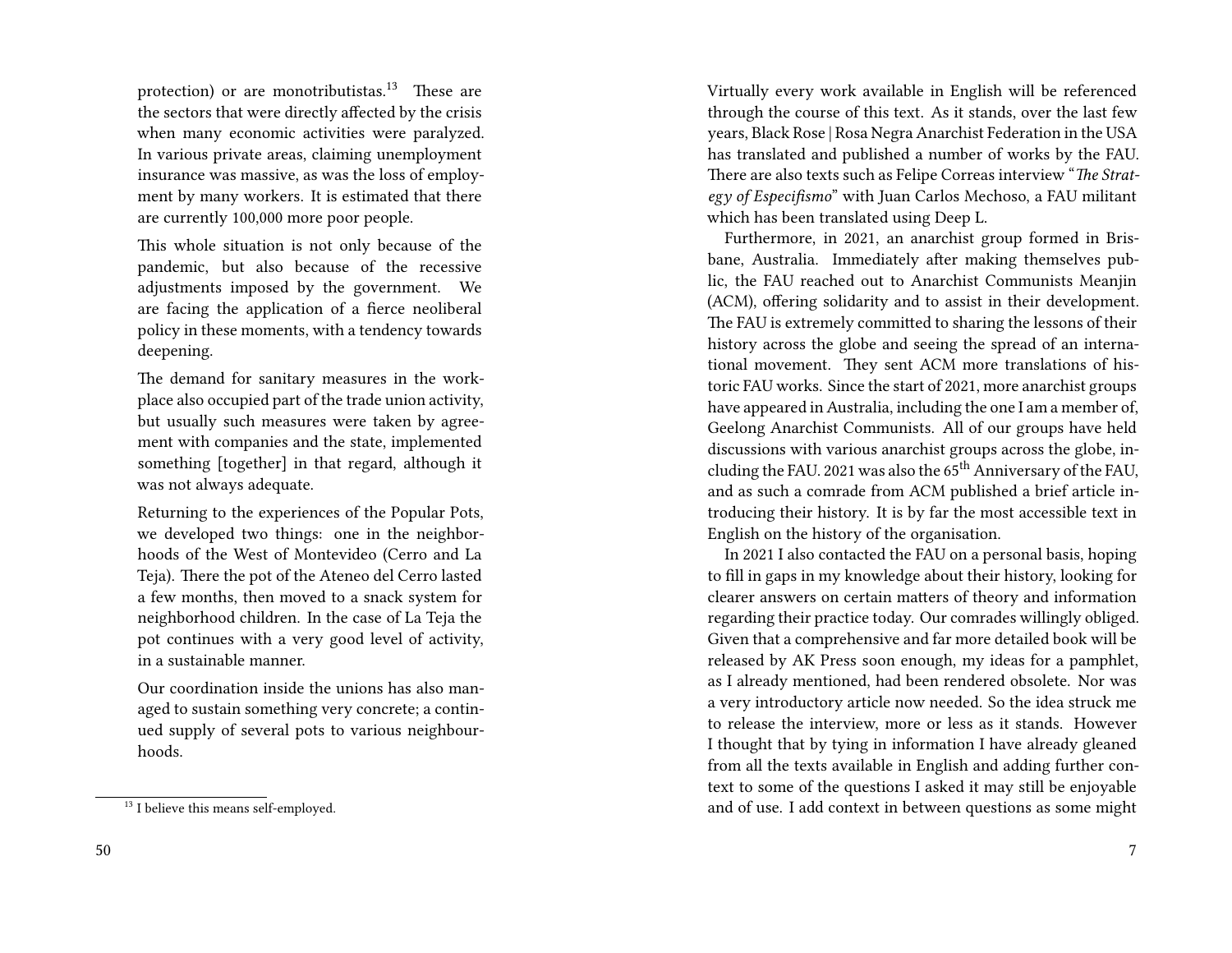protection) or are monotributistas.[13] These are the sectors that were directly affected by the crisis when many economic activities were paralyzed. In various private areas, claiming unemployment insurance was massive, as was the loss of employment by many workers. It is estimated that there are currently 100,000 more poor people.

This whole situation is not only because of the pandemic, but also because of the recessive adjustments imposed by the government. We are facing the application of a fierce neoliberal policy in these moments, with a tendency towards deepening.

The demand for sanitary measures in the workplace also occupied part of the trade union activity, but usually such measures were taken by agreement with companies and the state, implemented something [together] in that regard, although it was not always adequate.

Returning to the experiences of the Popular Pots, we developed two things: one in the neighborhoods of the West of Montevideo (Cerro and La Teja). There the pot of the Ateneo del Cerro lasted a few months, then moved to a snack system for neighborhood children. In the case of La Teja the pot continues with a very good level of activity, in a sustainable manner.

Our coordination inside the unions has also managed to sustain something very concrete; a continued supply of several pots to various neighbourhoods.

[13] I believe this means self-employed.

Virtually every work available in English will be referenced through the course of this text. As it stands, over the last few years, Black Rose | Rosa Negra Anarchist Federation in the USA has translated and published a number of works by the FAU. There are also texts such as Felipe Correas interview "*The Strategy of Especifismo*" with Juan Carlos Mechoso, a FAU militant which has been translated using Deep L.

Furthermore, in 2021, an anarchist group formed in Brisbane, Australia. Immediately after making themselves public, the FAU reached out to Anarchist Communists Meanjin (ACM), offering solidarity and to assist in their development. The FAU is extremely committed to sharing the lessons of their history across the globe and seeing the spread of an international movement. They sent ACM more translations of historic FAU works. Since the start of 2021, more anarchist groups have appeared in Australia, including the one I am a member of, Geelong Anarchist Communists. All of our groups have held discussions with various anarchist groups across the globe, including the FAU. 2021 was also the 65th Anniversary of the FAU, and as such a comrade from ACM published a brief article introducing their history. It is by far the most accessible text in English on the history of the organisation.

In 2021 I also contacted the FAU on a personal basis, hoping to fill in gaps in my knowledge about their history, looking for clearer answers on certain matters of theory and information regarding their practice today. Our comrades willingly obliged. Given that a comprehensive and far more detailed book will be released by AK Press soon enough, my ideas for a pamphlet, as I already mentioned, had been rendered obsolete. Nor was a very introductory article now needed. So the idea struck me to release the interview, more or less as it stands. However I thought that by tying in information I have already gleaned from all the texts available in English and adding further context to some of the questions I asked it may still be enjoyable and of use. I add context in between questions as some might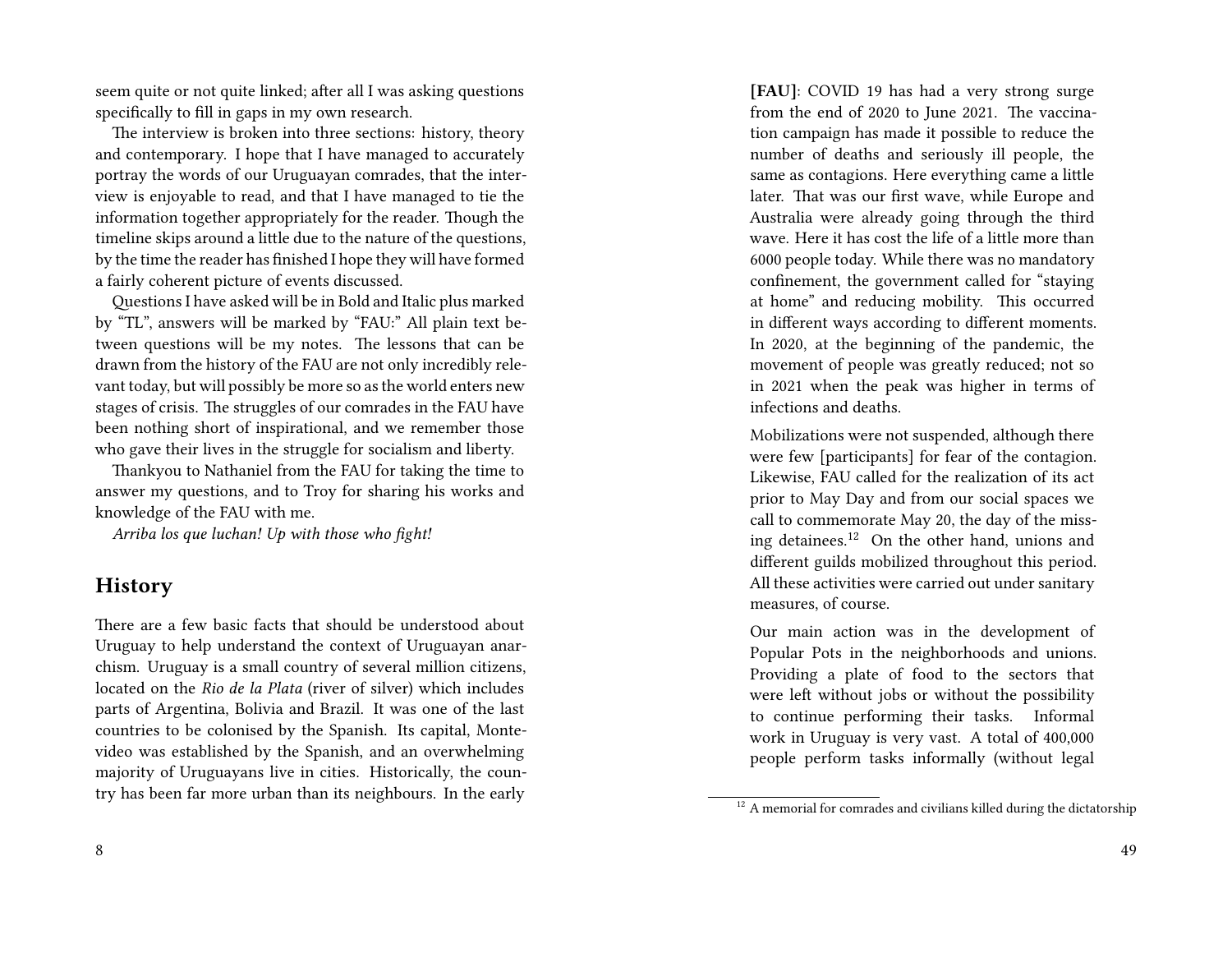seem quite or not quite linked; after all I was asking questions specifically to fill in gaps in my own research.

The interview is broken into three sections: history, theory and contemporary. I hope that I have managed to accurately portray the words of our Uruguayan comrades, that the interview is enjoyable to read, and that I have managed to tie the information together appropriately for the reader. Though the timeline skips around a little due to the nature of the questions, by the time the reader has finished I hope they will have formed a fairly coherent picture of events discussed.

Questions I have asked will be in Bold and Italic plus marked by "TL", answers will be marked by "FAU:" All plain text between questions will be my notes. The lessons that can be drawn from the history of the FAU are not only incredibly relevant today, but will possibly be more so as the world enters new stages of crisis. The struggles of our comrades in the FAU have been nothing short of inspirational, and we remember those who gave their lives in the struggle for socialism and liberty.

Thankyou to Nathaniel from the FAU for taking the time to answer my questions, and to Troy for sharing his works and knowledge of the FAU with me.

*Arriba los que luchan! Up with those who fight!*

## History

There are a few basic facts that should be understood about Uruguay to help understand the context of Uruguayan anarchism. Uruguay is a small country of several million citizens, located on the *Rio de la Plata* (river of silver) which includes parts of Argentina, Bolivia and Brazil. It was one of the last countries to be colonised by the Spanish. Its capital, Montevideo was established by the Spanish, and an overwhelming majority of Uruguayans live in cities. Historically, the country has been far more urban than its neighbours. In the early

**[FAU]**: COVID 19 has had a very strong surge from the end of 2020 to June 2021. The vaccination campaign has made it possible to reduce the number of deaths and seriously ill people, the same as contagions. Here everything came a little later. That was our first wave, while Europe and Australia were already going through the third wave. Here it has cost the life of a little more than 6000 people today. While there was no mandatory confinement, the government called for "staying at home" and reducing mobility. This occurred in different ways according to different moments. In 2020, at the beginning of the pandemic, the movement of people was greatly reduced; not so in 2021 when the peak was higher in terms of infections and deaths.

Mobilizations were not suspended, although there were few [participants] for fear of the contagion. Likewise, FAU called for the realization of its act prior to May Day and from our social spaces we call to commemorate May 20, the day of the missing detainees.[12] On the other hand, unions and different guilds mobilized throughout this period. All these activities were carried out under sanitary measures, of course.

Our main action was in the development of Popular Pots in the neighborhoods and unions. Providing a plate of food to the sectors that were left without jobs or without the possibility to continue performing their tasks. Informal work in Uruguay is very vast. A total of 400,000 people perform tasks informally (without legal

[12] A memorial for comrades and civilians killed during the dictatorship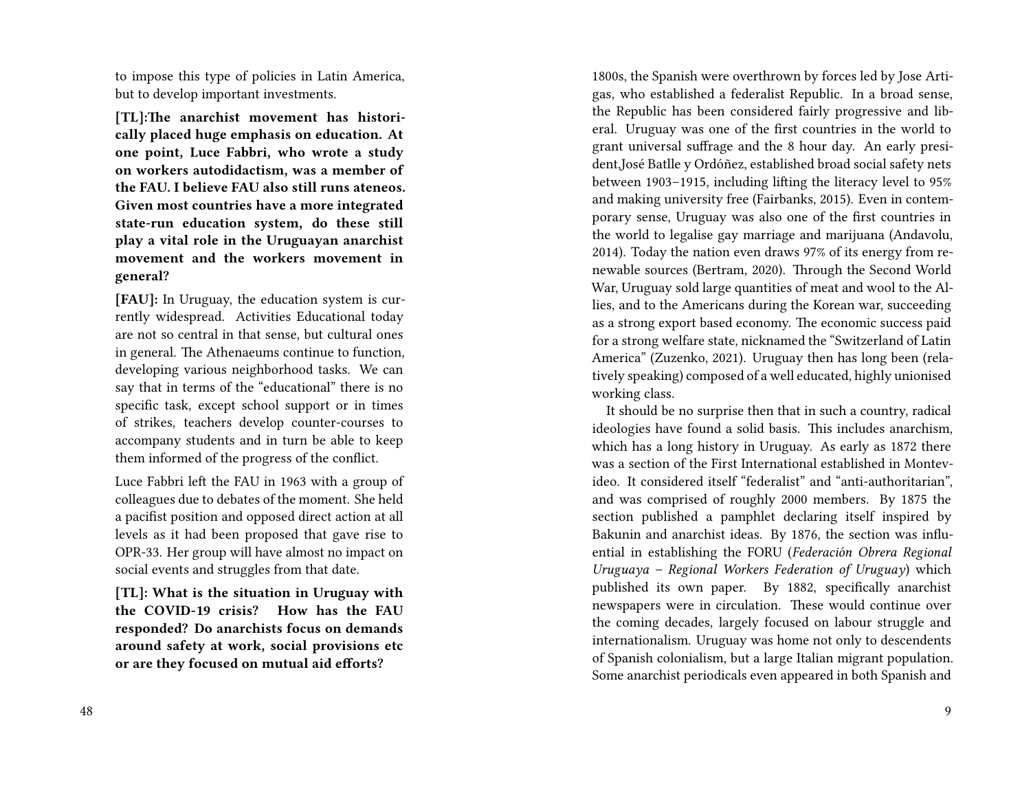to impose this type of policies in Latin America, but to develop important investments.

**[TL]:The anarchist movement has historically placed huge emphasis on education. At one point, Luce Fabbri, who wrote a study on workers autodidactism, was a member of the FAU. I believe FAU also still runs ateneos. Given most countries have a more integrated state-run education system, do these still play a vital role in the Uruguayan anarchist movement and the workers movement in general?**

**[FAU]:** In Uruguay, the education system is currently widespread. Activities Educational today are not so central in that sense, but cultural ones in general. The Athenaeums continue to function, developing various neighborhood tasks. We can say that in terms of the "educational" there is no specific task, except school support or in times of strikes, teachers develop counter-courses to accompany students and in turn be able to keep them informed of the progress of the conflict.

Luce Fabbri left the FAU in 1963 with a group of colleagues due to debates of the moment. She held a pacifist position and opposed direct action at all levels as it had been proposed that gave rise to OPR-33. Her group will have almost no impact on social events and struggles from that date.

**[TL]: What is the situation in Uruguay with the COVID-19 crisis? How has the FAU responded? Do anarchists focus on demands around safety at work, social provisions etc or are they focused on mutual aid efforts?**

1800s, the Spanish were overthrown by forces led by Jose Artigas, who established a federalist Republic. In a broad sense, the Republic has been considered fairly progressive and liberal. Uruguay was one of the first countries in the world to grant universal suffrage and the 8 hour day. An early president,José Batlle y Ordóñez, established broad social safety nets between 1903–1915, including lifting the literacy level to 95% and making university free (Fairbanks, 2015). Even in contemporary sense, Uruguay was also one of the first countries in the world to legalise gay marriage and marijuana (Andavolu, 2014). Today the nation even draws 97% of its energy from renewable sources (Bertram, 2020). Through the Second World War, Uruguay sold large quantities of meat and wool to the Allies, and to the Americans during the Korean war, succeeding as a strong export based economy. The economic success paid for a strong welfare state, nicknamed the "Switzerland of Latin America" (Zuzenko, 2021). Uruguay then has long been (relatively speaking) composed of a well educated, highly unionised working class.

It should be no surprise then that in such a country, radical ideologies have found a solid basis. This includes anarchism, which has a long history in Uruguay. As early as 1872 there was a section of the First International established in Montevideo. It considered itself "federalist" and "anti-authoritarian", and was comprised of roughly 2000 members. By 1875 the section published a pamphlet declaring itself inspired by Bakunin and anarchist ideas. By 1876, the section was influential in establishing the FORU (*Federación Obrera Regional Uruguaya – Regional Workers Federation of Uruguay*) which published its own paper. By 1882, specifically anarchist newspapers were in circulation. These would continue over the coming decades, largely focused on labour struggle and internationalism. Uruguay was home not only to descendents of Spanish colonialism, but a large Italian migrant population. Some anarchist periodicals even appeared in both Spanish and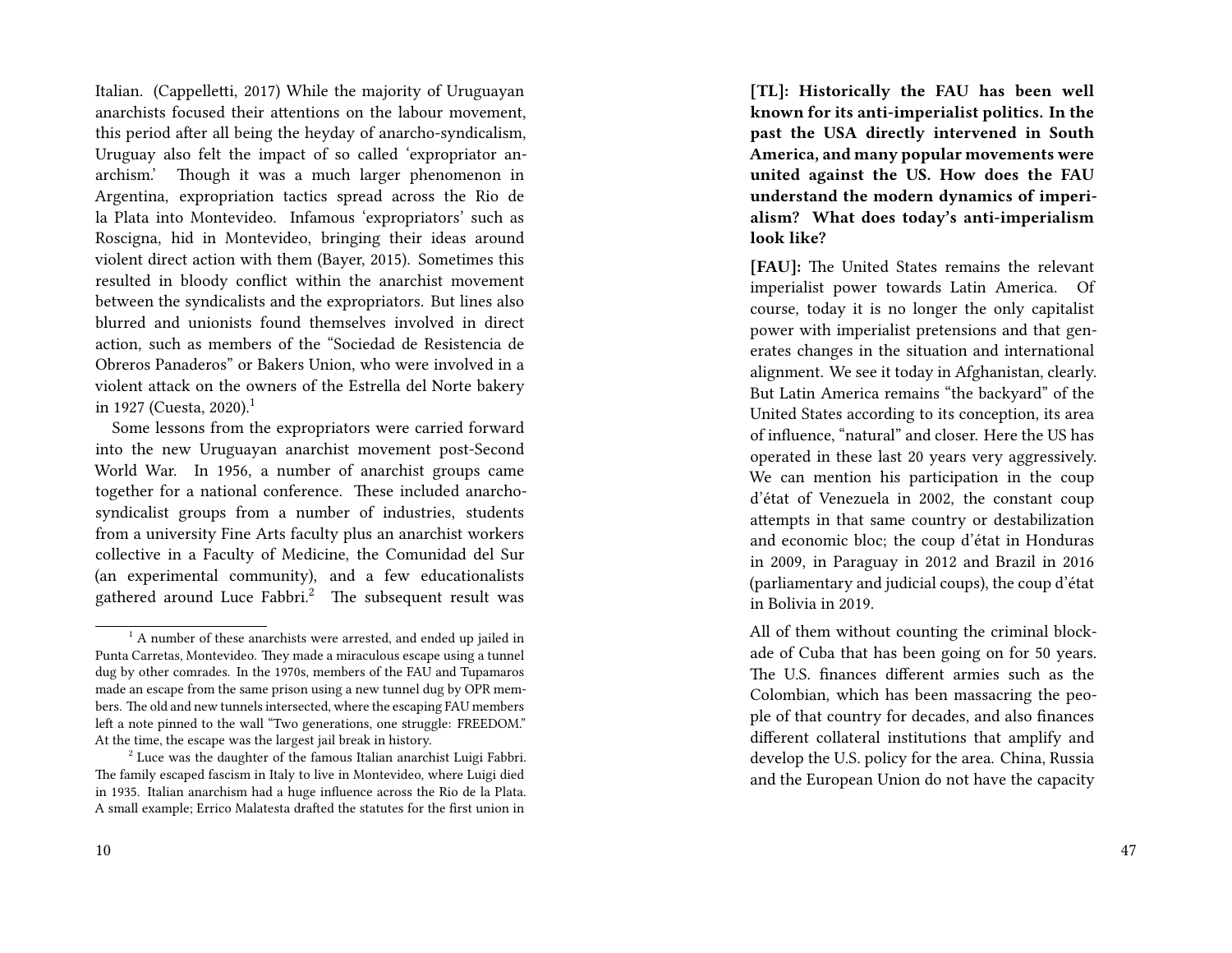Italian. (Cappelletti, 2017) While the majority of Uruguayan anarchists focused their attentions on the labour movement, this period after all being the heyday of anarcho-syndicalism, Uruguay also felt the impact of so called 'expropriator anarchism.' Though it was a much larger phenomenon in Argentina, expropriation tactics spread across the Rio de la Plata into Montevideo. Infamous 'expropriators' such as Roscigna, hid in Montevideo, bringing their ideas around violent direct action with them (Bayer, 2015). Sometimes this resulted in bloody conflict within the anarchist movement between the syndicalists and the expropriators. But lines also blurred and unionists found themselves involved in direct action, such as members of the "Sociedad de Resistencia de Obreros Panaderos" or Bakers Union, who were involved in a violent attack on the owners of the Estrella del Norte bakery in 1927 (Cuesta, 2020).[1]

Some lessons from the expropriators were carried forward into the new Uruguayan anarchist movement post-Second World War. In 1956, a number of anarchist groups came together for a national conference. These included anarcho-syndicalist groups from a number of industries, students from a university Fine Arts faculty plus an anarchist workers collective in a Faculty of Medicine, the Comunidad del Sur (an experimental community), and a few educationalists gathered around Luce Fabbri.[2] The subsequent result was

[1] A number of these anarchists were arrested, and ended up jailed in Punta Carretas, Montevideo. They made a miraculous escape using a tunnel dug by other comrades. In the 1970s, members of the FAU and Tupamaros made an escape from the same prison using a new tunnel dug by OPR members. The old and new tunnels intersected, where the escaping FAU members left a note pinned to the wall "Two generations, one struggle: FREEDOM." At the time, the escape was the largest jail break in history.

[2] Luce was the daughter of the famous Italian anarchist Luigi Fabbri. The family escaped fascism in Italy to live in Montevideo, where Luigi died in 1935. Italian anarchism had a huge influence across the Rio de la Plata. A small example; Errico Malatesta drafted the statutes for the first union in

**[TL]: Historically the FAU has been well known for its anti-imperialist politics. In the past the USA directly intervened in South America, and many popular movements were united against the US. How does the FAU understand the modern dynamics of imperialism? What does today's anti-imperialism look like?**

**[FAU]:** The United States remains the relevant imperialist power towards Latin America. Of course, today it is no longer the only capitalist power with imperialist pretensions and that generates changes in the situation and international alignment. We see it today in Afghanistan, clearly. But Latin America remains "the backyard" of the United States according to its conception, its area of influence, "natural" and closer. Here the US has operated in these last 20 years very aggressively. We can mention his participation in the coup d'état of Venezuela in 2002, the constant coup attempts in that same country or destabilization and economic bloc; the coup d'état in Honduras in 2009, in Paraguay in 2012 and Brazil in 2016 (parliamentary and judicial coups), the coup d'état in Bolivia in 2019.

All of them without counting the criminal blockade of Cuba that has been going on for 50 years. The U.S. finances different armies such as the Colombian, which has been massacring the people of that country for decades, and also finances different collateral institutions that amplify and develop the U.S. policy for the area. China, Russia and the European Union do not have the capacity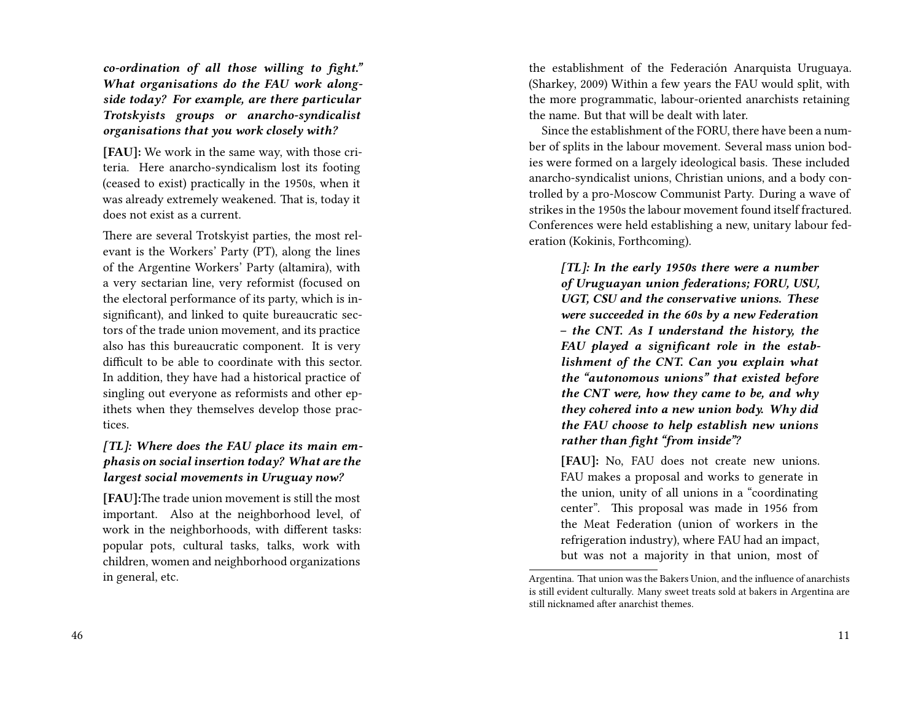*co-ordination of all those willing to fight." What organisations do the FAU work alongside today? For example, are there particular Trotskyists groups or anarcho-syndicalist organisations that you work closely with?*

**[FAU]:** We work in the same way, with those criteria. Here anarcho-syndicalism lost its footing (ceased to exist) practically in the 1950s, when it was already extremely weakened. That is, today it does not exist as a current.

There are several Trotskyist parties, the most relevant is the Workers' Party (PT), along the lines of the Argentine Workers' Party (altamira), with a very sectarian line, very reformist (focused on the electoral performance of its party, which is insignificant), and linked to quite bureaucratic sectors of the trade union movement, and its practice also has this bureaucratic component. It is very difficult to be able to coordinate with this sector. In addition, they have had a historical practice of singling out everyone as reformists and other epithets when they themselves develop those practices.

***[TL]: Where does the FAU place its main emphasis on social insertion today? What are the largest social movements in Uruguay now?***

**[FAU]:**The trade union movement is still the most important. Also at the neighborhood level, of work in the neighborhoods, with different tasks: popular pots, cultural tasks, talks, work with children, women and neighborhood organizations in general, etc.

the establishment of the Federación Anarquista Uruguaya. (Sharkey, 2009) Within a few years the FAU would split, with the more programmatic, labour-oriented anarchists retaining the name. But that will be dealt with later.

Since the establishment of the FORU, there have been a number of splits in the labour movement. Several mass union bodies were formed on a largely ideological basis. These included anarcho-syndicalist unions, Christian unions, and a body controlled by a pro-Moscow Communist Party. During a wave of strikes in the 1950s the labour movement found itself fractured. Conferences were held establishing a new, unitary labour federation (Kokinis, Forthcoming).

> ***[TL]: In the early 1950s there were a number of Uruguayan union federations; FORU, USU, UGT, CSU and the conservative unions. These were succeeded in the 60s by a new Federation – the CNT. As I understand the history, the FAU played a significant role in the establishment of the CNT. Can you explain what the "autonomous unions" that existed before the CNT were, how they came to be, and why they cohered into a new union body. Why did the FAU choose to help establish new unions rather than fight "from inside"?***
>
> **[FAU]:** No, FAU does not create new unions. FAU makes a proposal and works to generate in the union, unity of all unions in a "coordinating center". This proposal was made in 1956 from the Meat Federation (union of workers in the refrigeration industry), where FAU had an impact, but was not a majority in that union, most of

Argentina. That union was the Bakers Union, and the influence of anarchists is still evident culturally. Many sweet treats sold at bakers in Argentina are still nicknamed after anarchist themes.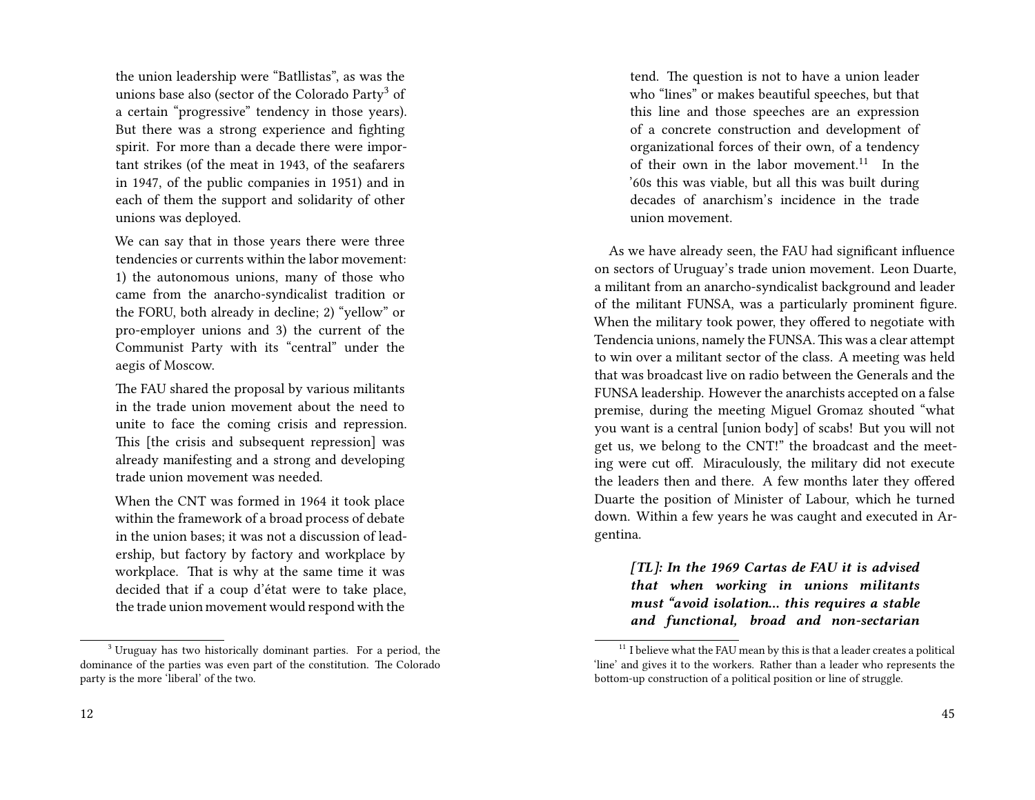the union leadership were "Batllistas", as was the unions base also (sector of the Colorado Party[3] of a certain "progressive" tendency in those years). But there was a strong experience and fighting spirit. For more than a decade there were important strikes (of the meat in 1943, of the seafarers in 1947, of the public companies in 1951) and in each of them the support and solidarity of other unions was deployed.

We can say that in those years there were three tendencies or currents within the labor movement: 1) the autonomous unions, many of those who came from the anarcho-syndicalist tradition or the FORU, both already in decline; 2) "yellow" or pro-employer unions and 3) the current of the Communist Party with its "central" under the aegis of Moscow.

The FAU shared the proposal by various militants in the trade union movement about the need to unite to face the coming crisis and repression. This [the crisis and subsequent repression] was already manifesting and a strong and developing trade union movement was needed.

When the CNT was formed in 1964 it took place within the framework of a broad process of debate in the union bases; it was not a discussion of leadership, but factory by factory and workplace by workplace. That is why at the same time it was decided that if a coup d'état were to take place, the trade union movement would respond with the

[3] Uruguay has two historically dominant parties. For a period, the dominance of the parties was even part of the constitution. The Colorado party is the more 'liberal' of the two.

tend. The question is not to have a union leader who "lines" or makes beautiful speeches, but that this line and those speeches are an expression of a concrete construction and development of organizational forces of their own, of a tendency of their own in the labor movement.[11] In the '60s this was viable, but all this was built during decades of anarchism's incidence in the trade union movement.

As we have already seen, the FAU had significant influence on sectors of Uruguay's trade union movement. Leon Duarte, a militant from an anarcho-syndicalist background and leader of the militant FUNSA, was a particularly prominent figure. When the military took power, they offered to negotiate with Tendencia unions, namely the FUNSA. This was a clear attempt to win over a militant sector of the class. A meeting was held that was broadcast live on radio between the Generals and the FUNSA leadership. However the anarchists accepted on a false premise, during the meeting Miguel Gromaz shouted "what you want is a central [union body] of scabs! But you will not get us, we belong to the CNT!" the broadcast and the meeting were cut off. Miraculously, the military did not execute the leaders then and there. A few months later they offered Duarte the position of Minister of Labour, which he turned down. Within a few years he was caught and executed in Argentina.

***[TL]: In the 1969 Cartas de FAU it is advised that when working in unions militants must "avoid isolation… this requires a stable and functional, broad and non-sectarian***

[11] I believe what the FAU mean by this is that a leader creates a political 'line' and gives it to the workers. Rather than a leader who represents the bottom-up construction of a political position or line of struggle.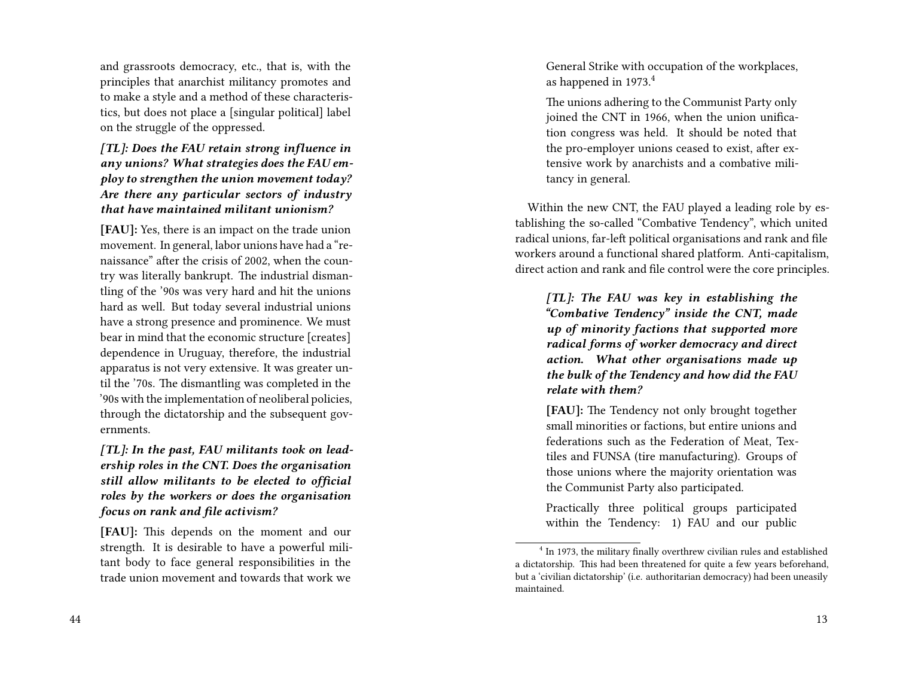and grassroots democracy, etc., that is, with the principles that anarchist militancy promotes and to make a style and a method of these characteristics, but does not place a [singular political] label on the struggle of the oppressed.

***[TL]: Does the FAU retain strong influence in any unions? What strategies does the FAU employ to strengthen the union movement today? Are there any particular sectors of industry that have maintained militant unionism?***

**[FAU]:** Yes, there is an impact on the trade union movement. In general, labor unions have had a "renaissance" after the crisis of 2002, when the country was literally bankrupt. The industrial dismantling of the '90s was very hard and hit the unions hard as well. But today several industrial unions have a strong presence and prominence. We must bear in mind that the economic structure [creates] dependence in Uruguay, therefore, the industrial apparatus is not very extensive. It was greater until the '70s. The dismantling was completed in the '90s with the implementation of neoliberal policies, through the dictatorship and the subsequent governments.

***[TL]: In the past, FAU militants took on leadership roles in the CNT. Does the organisation still allow militants to be elected to official roles by the workers or does the organisation focus on rank and file activism?***

**[FAU]:** This depends on the moment and our strength. It is desirable to have a powerful militant body to face general responsibilities in the trade union movement and towards that work we

General Strike with occupation of the workplaces, as happened in 1973.[4]

The unions adhering to the Communist Party only joined the CNT in 1966, when the union unification congress was held. It should be noted that the pro-employer unions ceased to exist, after extensive work by anarchists and a combative militancy in general.

Within the new CNT, the FAU played a leading role by establishing the so-called "Combative Tendency", which united radical unions, far-left political organisations and rank and file workers around a functional shared platform. Anti-capitalism, direct action and rank and file control were the core principles.

***[TL]: The FAU was key in establishing the "Combative Tendency" inside the CNT, made up of minority factions that supported more radical forms of worker democracy and direct action. What other organisations made up the bulk of the Tendency and how did the FAU relate with them?***

**[FAU]:** The Tendency not only brought together small minorities or factions, but entire unions and federations such as the Federation of Meat, Textiles and FUNSA (tire manufacturing). Groups of those unions where the majority orientation was the Communist Party also participated.

Practically three political groups participated within the Tendency: 1) FAU and our public

[4] In 1973, the military finally overthrew civilian rules and established a dictatorship. This had been threatened for quite a few years beforehand, but a 'civilian dictatorship' (i.e. authoritarian democracy) had been uneasily maintained.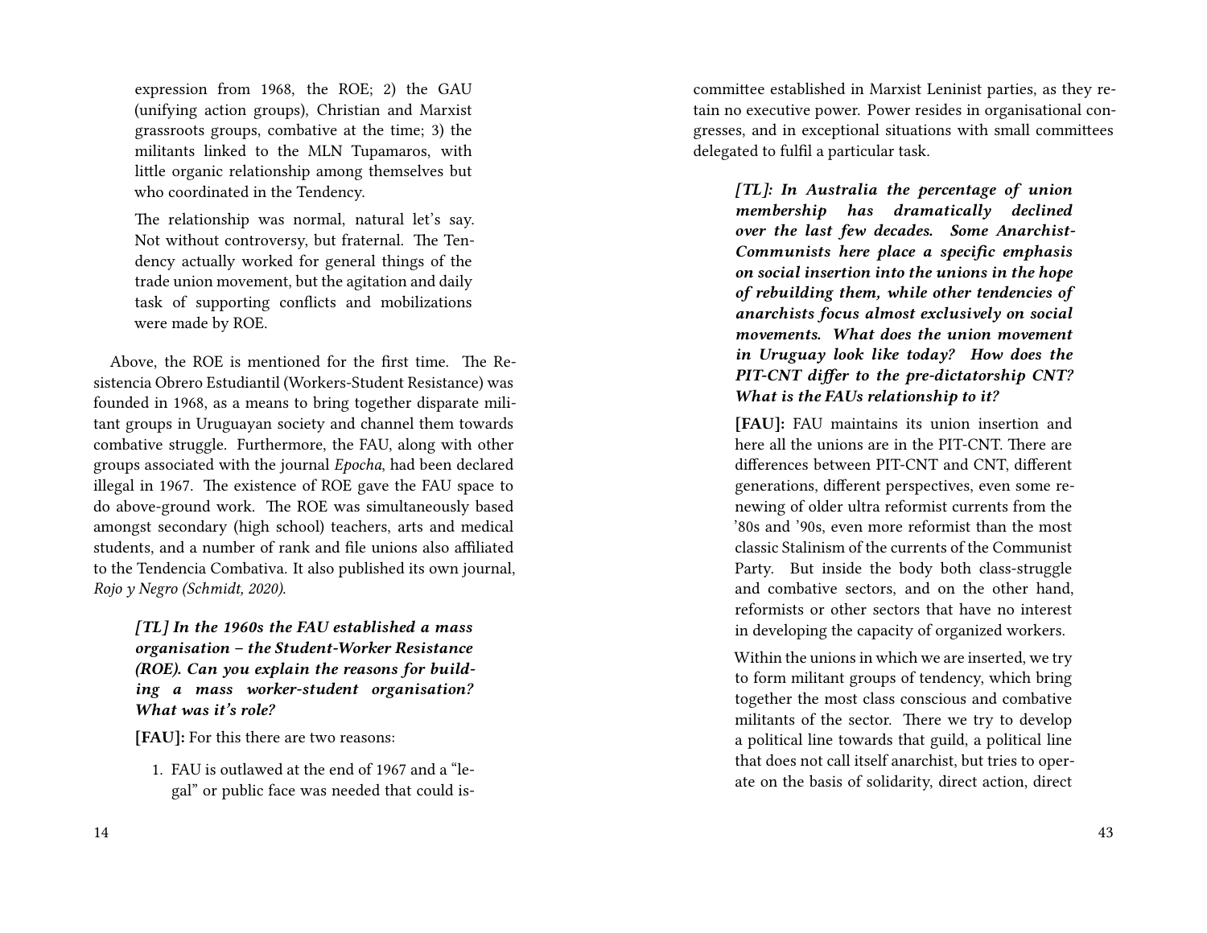expression from 1968, the ROE; 2) the GAU (unifying action groups), Christian and Marxist grassroots groups, combative at the time; 3) the militants linked to the MLN Tupamaros, with little organic relationship among themselves but who coordinated in the Tendency.

The relationship was normal, natural let's say. Not without controversy, but fraternal. The Tendency actually worked for general things of the trade union movement, but the agitation and daily task of supporting conflicts and mobilizations were made by ROE.

Above, the ROE is mentioned for the first time. The Resistencia Obrero Estudiantil (Workers-Student Resistance) was founded in 1968, as a means to bring together disparate militant groups in Uruguayan society and channel them towards combative struggle. Furthermore, the FAU, along with other groups associated with the journal *Epocha*, had been declared illegal in 1967. The existence of ROE gave the FAU space to do above-ground work. The ROE was simultaneously based amongst secondary (high school) teachers, arts and medical students, and a number of rank and file unions also affiliated to the Tendencia Combativa. It also published its own journal, *Rojo y Negro (Schmidt, 2020)*.

***[TL] In the 1960s the FAU established a mass organisation – the Student-Worker Resistance (ROE). Can you explain the reasons for building a mass worker-student organisation? What was it's role?***

**[FAU]:** For this there are two reasons:

1. FAU is outlawed at the end of 1967 and a "legal" or public face was needed that could is-

committee established in Marxist Leninist parties, as they retain no executive power. Power resides in organisational congresses, and in exceptional situations with small committees delegated to fulfil a particular task.

***[TL]: In Australia the percentage of union membership has dramatically declined over the last few decades. Some Anarchist-Communists here place a specific emphasis on social insertion into the unions in the hope of rebuilding them, while other tendencies of anarchists focus almost exclusively on social movements. What does the union movement in Uruguay look like today? How does the PIT-CNT differ to the pre-dictatorship CNT? What is the FAUs relationship to it?***

**[FAU]:** FAU maintains its union insertion and here all the unions are in the PIT-CNT. There are differences between PIT-CNT and CNT, different generations, different perspectives, even some renewing of older ultra reformist currents from the '80s and '90s, even more reformist than the most classic Stalinism of the currents of the Communist Party. But inside the body both class-struggle and combative sectors, and on the other hand, reformists or other sectors that have no interest in developing the capacity of organized workers.

Within the unions in which we are inserted, we try to form militant groups of tendency, which bring together the most class conscious and combative militants of the sector. There we try to develop a political line towards that guild, a political line that does not call itself anarchist, but tries to operate on the basis of solidarity, direct action, direct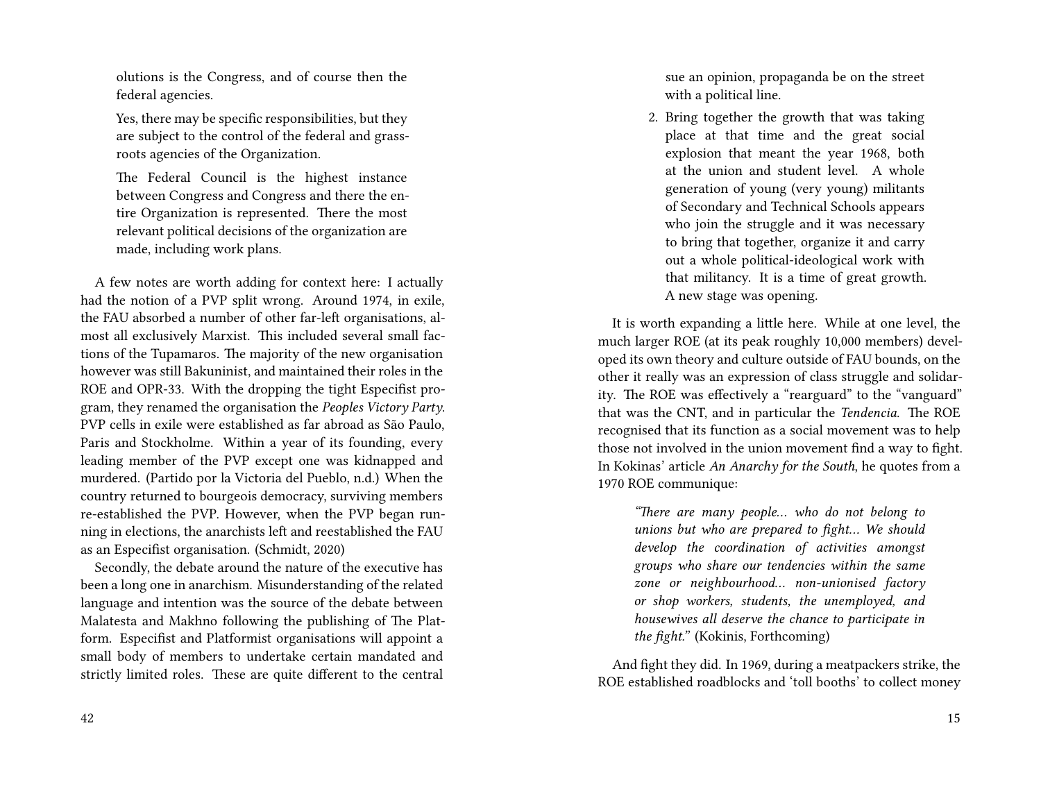olutions is the Congress, and of course then the federal agencies.

> Yes, there may be specific responsibilities, but they are subject to the control of the federal and grass-roots agencies of the Organization.
>
> The Federal Council is the highest instance between Congress and Congress and there the entire Organization is represented. There the most relevant political decisions of the organization are made, including work plans.

A few notes are worth adding for context here: I actually had the notion of a PVP split wrong. Around 1974, in exile, the FAU absorbed a number of other far-left organisations, almost all exclusively Marxist. This included several small factions of the Tupamaros. The majority of the new organisation however was still Bakuninist, and maintained their roles in the ROE and OPR-33. With the dropping the tight Especifist program, they renamed the organisation the *Peoples Victory Party*. PVP cells in exile were established as far abroad as São Paulo, Paris and Stockholme. Within a year of its founding, every leading member of the PVP except one was kidnapped and murdered. (Partido por la Victoria del Pueblo, n.d.) When the country returned to bourgeois democracy, surviving members re-established the PVP. However, when the PVP began running in elections, the anarchists left and reestablished the FAU as an Especifist organisation. (Schmidt, 2020)

Secondly, the debate around the nature of the executive has been a long one in anarchism. Misunderstanding of the related language and intention was the source of the debate between Malatesta and Makhno following the publishing of The Platform. Especifist and Platformist organisations will appoint a small body of members to undertake certain mandated and strictly limited roles. These are quite different to the central

sue an opinion, propaganda be on the street with a political line.

2. Bring together the growth that was taking place at that time and the great social explosion that meant the year 1968, both at the union and student level. A whole generation of young (very young) militants of Secondary and Technical Schools appears who join the struggle and it was necessary to bring that together, organize it and carry out a whole political-ideological work with that militancy. It is a time of great growth. A new stage was opening.

It is worth expanding a little here. While at one level, the much larger ROE (at its peak roughly 10,000 members) developed its own theory and culture outside of FAU bounds, on the other it really was an expression of class struggle and solidarity. The ROE was effectively a "rearguard" to the "vanguard" that was the CNT, and in particular the *Tendencia*. The ROE recognised that its function as a social movement was to help those not involved in the union movement find a way to fight. In Kokinas' article *An Anarchy for the South*, he quotes from a 1970 ROE communique:

> *"There are many people… who do not belong to unions but who are prepared to fight… We should develop the coordination of activities amongst groups who share our tendencies within the same zone or neighbourhood… non-unionised factory or shop workers, students, the unemployed, and housewives all deserve the chance to participate in the fight."* (Kokinis, Forthcoming)

And fight they did. In 1969, during a meatpackers strike, the ROE established roadblocks and 'toll booths' to collect money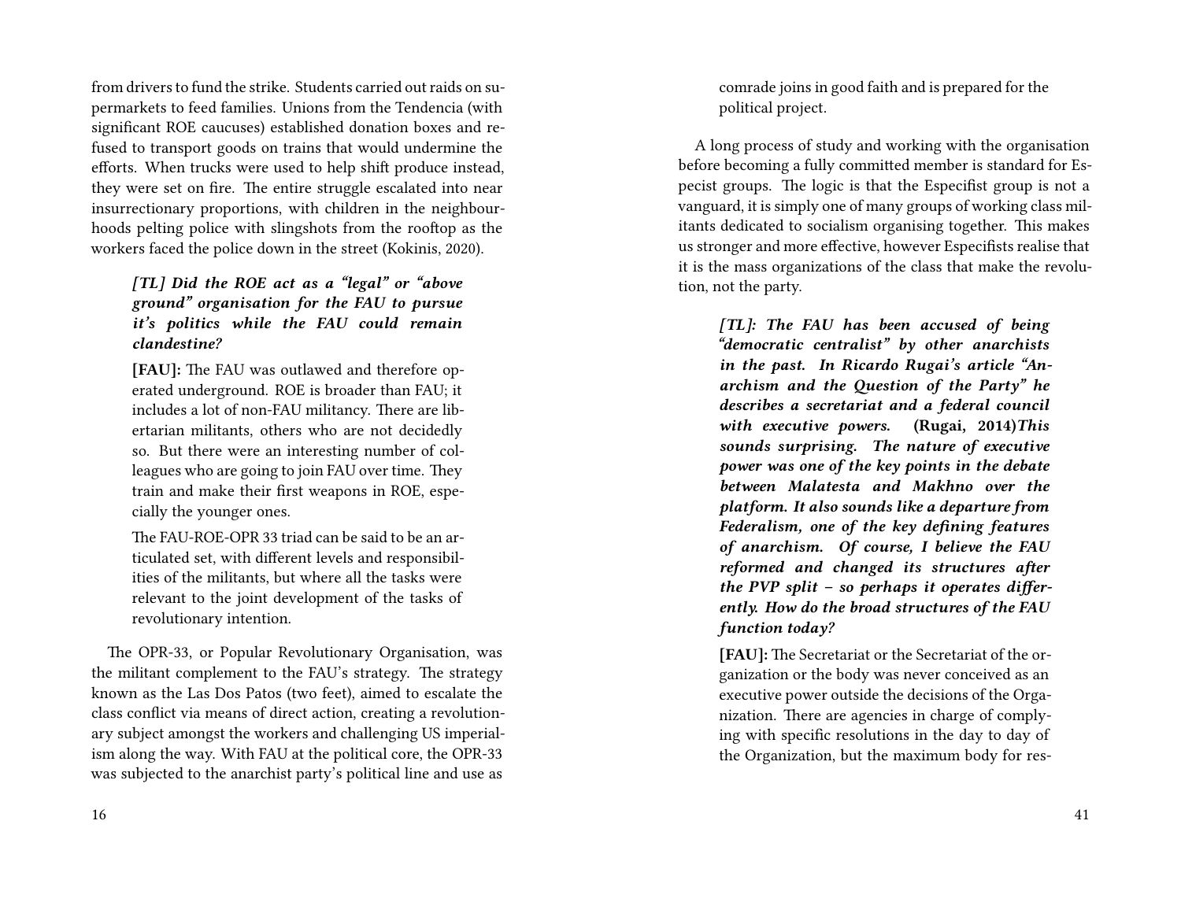from drivers to fund the strike. Students carried out raids on supermarkets to feed families. Unions from the Tendencia (with significant ROE caucuses) established donation boxes and refused to transport goods on trains that would undermine the efforts. When trucks were used to help shift produce instead, they were set on fire. The entire struggle escalated into near insurrectionary proportions, with children in the neighbourhoods pelting police with slingshots from the rooftop as the workers faced the police down in the street (Kokinis, 2020).

> ***[TL] Did the ROE act as a "legal" or "above ground" organisation for the FAU to pursue it's politics while the FAU could remain clandestine?***
>
> **[FAU]:** The FAU was outlawed and therefore operated underground. ROE is broader than FAU; it includes a lot of non-FAU militancy. There are libertarian militants, others who are not decidedly so. But there were an interesting number of colleagues who are going to join FAU over time. They train and make their first weapons in ROE, especially the younger ones.
>
> The FAU-ROE-OPR 33 triad can be said to be an articulated set, with different levels and responsibilities of the militants, but where all the tasks were relevant to the joint development of the tasks of revolutionary intention.

The OPR-33, or Popular Revolutionary Organisation, was the militant complement to the FAU's strategy. The strategy known as the Las Dos Patos (two feet), aimed to escalate the class conflict via means of direct action, creating a revolutionary subject amongst the workers and challenging US imperialism along the way. With FAU at the political core, the OPR-33 was subjected to the anarchist party's political line and use as

> comrade joins in good faith and is prepared for the political project.

A long process of study and working with the organisation before becoming a fully committed member is standard for Especist groups. The logic is that the Especifist group is not a vanguard, it is simply one of many groups of working class militants dedicated to socialism organising together. This makes us stronger and more effective, however Especifists realise that it is the mass organizations of the class that make the revolution, not the party.

> ***[TL]: The FAU has been accused of being "democratic centralist" by other anarchists in the past. In Ricardo Rugai's article "Anarchism and the Question of the Party" he describes a secretariat and a federal council with executive powers.* (Rugai, 2014)*This sounds surprising. The nature of executive power was one of the key points in the debate between Malatesta and Makhno over the platform. It also sounds like a departure from Federalism, one of the key defining features of anarchism. Of course, I believe the FAU reformed and changed its structures after the PVP split – so perhaps it operates differently. How do the broad structures of the FAU function today?***
>
> **[FAU]:** The Secretariat or the Secretariat of the organization or the body was never conceived as an executive power outside the decisions of the Organization. There are agencies in charge of complying with specific resolutions in the day to day of the Organization, but the maximum body for res-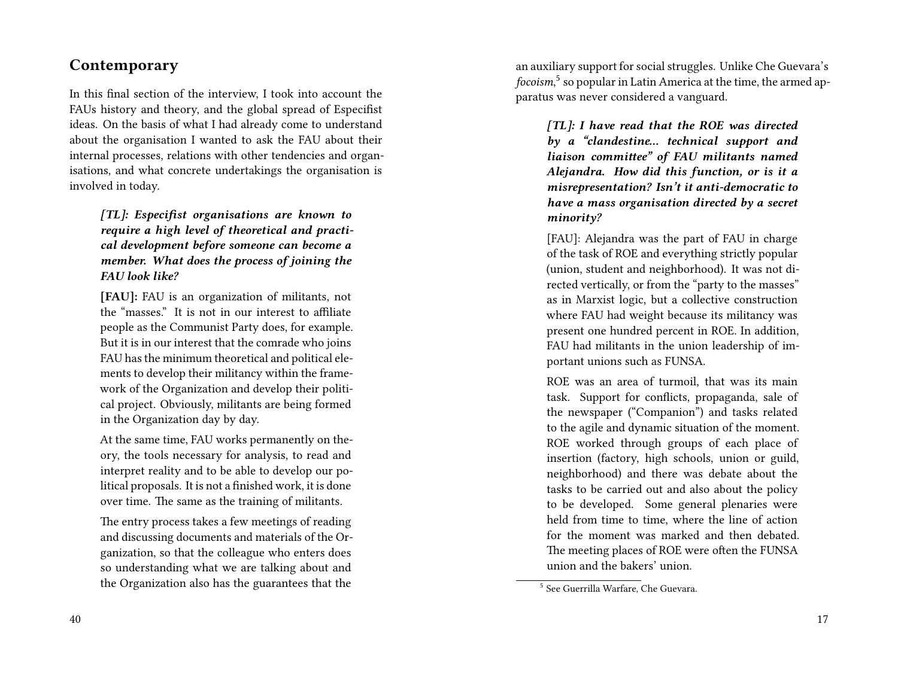## Contemporary

In this final section of the interview, I took into account the FAUs history and theory, and the global spread of Especifist ideas. On the basis of what I had already come to understand about the organisation I wanted to ask the FAU about their internal processes, relations with other tendencies and organisations, and what concrete undertakings the organisation is involved in today.

> ***[TL]: Especifist organisations are known to require a high level of theoretical and practical development before someone can become a member. What does the process of joining the FAU look like?***
>
> **[FAU]:** FAU is an organization of militants, not the "masses." It is not in our interest to affiliate people as the Communist Party does, for example. But it is in our interest that the comrade who joins FAU has the minimum theoretical and political elements to develop their militancy within the framework of the Organization and develop their political project. Obviously, militants are being formed in the Organization day by day.
>
> At the same time, FAU works permanently on theory, the tools necessary for analysis, to read and interpret reality and to be able to develop our political proposals. It is not a finished work, it is done over time. The same as the training of militants.
>
> The entry process takes a few meetings of reading and discussing documents and materials of the Organization, so that the colleague who enters does so understanding what we are talking about and the Organization also has the guarantees that the

an auxiliary support for social struggles. Unlike Che Guevara's *focoism*,[5] so popular in Latin America at the time, the armed apparatus was never considered a vanguard.

> ***[TL]: I have read that the ROE was directed by a "clandestine… technical support and liaison committee" of FAU militants named Alejandra. How did this function, or is it a misrepresentation? Isn't it anti-democratic to have a mass organisation directed by a secret minority?***
>
> [FAU]: Alejandra was the part of FAU in charge of the task of ROE and everything strictly popular (union, student and neighborhood). It was not directed vertically, or from the "party to the masses" as in Marxist logic, but a collective construction where FAU had weight because its militancy was present one hundred percent in ROE. In addition, FAU had militants in the union leadership of important unions such as FUNSA.
>
> ROE was an area of turmoil, that was its main task. Support for conflicts, propaganda, sale of the newspaper ("Companion") and tasks related to the agile and dynamic situation of the moment. ROE worked through groups of each place of insertion (factory, high schools, union or guild, neighborhood) and there was debate about the tasks to be carried out and also about the policy to be developed. Some general plenaries were held from time to time, where the line of action for the moment was marked and then debated. The meeting places of ROE were often the FUNSA union and the bakers' union.

[5] See Guerrilla Warfare, Che Guevara.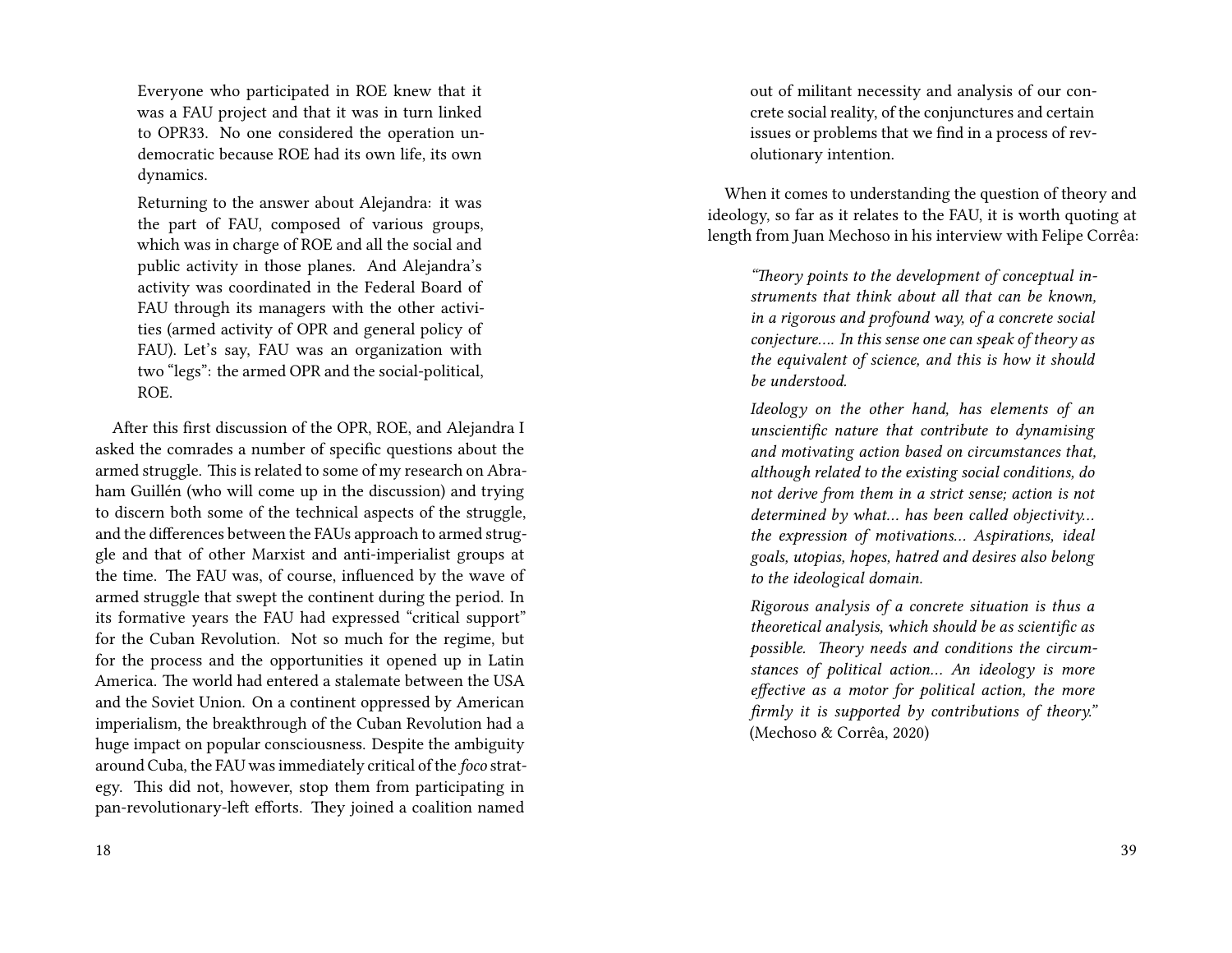> Everyone who participated in ROE knew that it was a FAU project and that it was in turn linked to OPR33. No one considered the operation undemocratic because ROE had its own life, its own dynamics.
>
> Returning to the answer about Alejandra: it was the part of FAU, composed of various groups, which was in charge of ROE and all the social and public activity in those planes. And Alejandra's activity was coordinated in the Federal Board of FAU through its managers with the other activities (armed activity of OPR and general policy of FAU). Let's say, FAU was an organization with two "legs": the armed OPR and the social-political, ROE.

After this first discussion of the OPR, ROE, and Alejandra I asked the comrades a number of specific questions about the armed struggle. This is related to some of my research on Abraham Guillén (who will come up in the discussion) and trying to discern both some of the technical aspects of the struggle, and the differences between the FAUs approach to armed struggle and that of other Marxist and anti-imperialist groups at the time. The FAU was, of course, influenced by the wave of armed struggle that swept the continent during the period. In its formative years the FAU had expressed "critical support" for the Cuban Revolution. Not so much for the regime, but for the process and the opportunities it opened up in Latin America. The world had entered a stalemate between the USA and the Soviet Union. On a continent oppressed by American imperialism, the breakthrough of the Cuban Revolution had a huge impact on popular consciousness. Despite the ambiguity around Cuba, the FAU was immediately critical of the *foco* strategy. This did not, however, stop them from participating in pan-revolutionary-left efforts. They joined a coalition named

> out of militant necessity and analysis of our concrete social reality, of the conjunctures and certain issues or problems that we find in a process of revolutionary intention.

When it comes to understanding the question of theory and ideology, so far as it relates to the FAU, it is worth quoting at length from Juan Mechoso in his interview with Felipe Corrêa:

> *"Theory points to the development of conceptual instruments that think about all that can be known, in a rigorous and profound way, of a concrete social conjecture.... In this sense one can speak of theory as the equivalent of science, and this is how it should be understood.*
>
> *Ideology on the other hand, has elements of an unscientific nature that contribute to dynamising and motivating action based on circumstances that, although related to the existing social conditions, do not derive from them in a strict sense; action is not determined by what... has been called objectivity... the expression of motivations... Aspirations, ideal goals, utopias, hopes, hatred and desires also belong to the ideological domain.*
>
> *Rigorous analysis of a concrete situation is thus a theoretical analysis, which should be as scientific as possible. Theory needs and conditions the circumstances of political action... An ideology is more effective as a motor for political action, the more firmly it is supported by contributions of theory."* (Mechoso & Corrêa, 2020)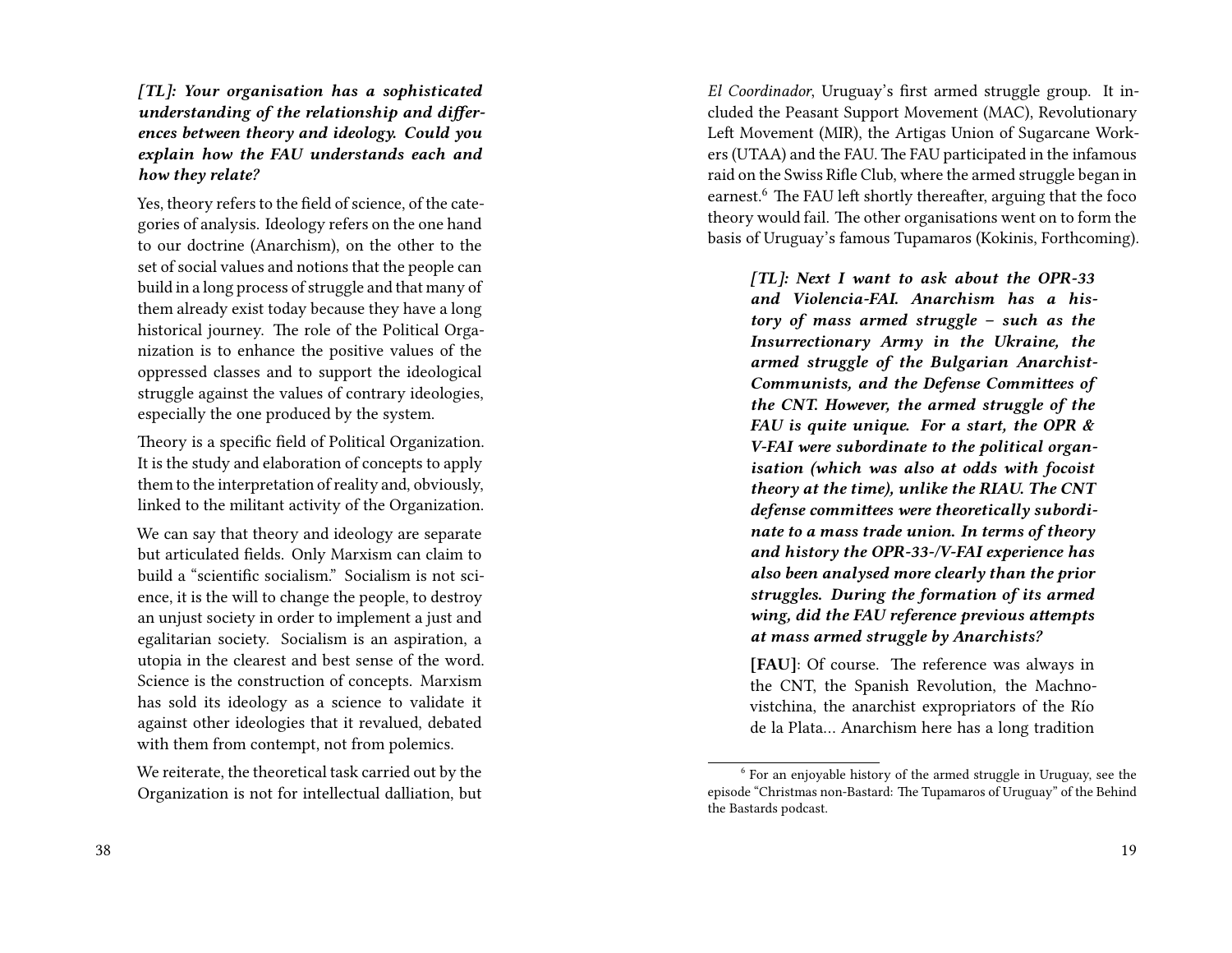*[TL]: Your organisation has a sophisticated understanding of the relationship and differences between theory and ideology. Could you explain how the FAU understands each and how they relate?*

Yes, theory refers to the field of science, of the categories of analysis. Ideology refers on the one hand to our doctrine (Anarchism), on the other to the set of social values and notions that the people can build in a long process of struggle and that many of them already exist today because they have a long historical journey. The role of the Political Organization is to enhance the positive values of the oppressed classes and to support the ideological struggle against the values of contrary ideologies, especially the one produced by the system.

Theory is a specific field of Political Organization. It is the study and elaboration of concepts to apply them to the interpretation of reality and, obviously, linked to the militant activity of the Organization.

We can say that theory and ideology are separate but articulated fields. Only Marxism can claim to build a "scientific socialism." Socialism is not science, it is the will to change the people, to destroy an unjust society in order to implement a just and egalitarian society. Socialism is an aspiration, a utopia in the clearest and best sense of the word. Science is the construction of concepts. Marxism has sold its ideology as a science to validate it against other ideologies that it revalued, debated with them from contempt, not from polemics.

We reiterate, the theoretical task carried out by the Organization is not for intellectual dalliation, but

*El Coordinador*, Uruguay's first armed struggle group. It included the Peasant Support Movement (MAC), Revolutionary Left Movement (MIR), the Artigas Union of Sugarcane Workers (UTAA) and the FAU. The FAU participated in the infamous raid on the Swiss Rifle Club, where the armed struggle began in earnest.[6] The FAU left shortly thereafter, arguing that the foco theory would fail. The other organisations went on to form the basis of Uruguay's famous Tupamaros (Kokinis, Forthcoming).

> ***[TL]: Next I want to ask about the OPR-33 and Violencia-FAI. Anarchism has a history of mass armed struggle – such as the Insurrectionary Army in the Ukraine, the armed struggle of the Bulgarian Anarchist-Communists, and the Defense Committees of the CNT. However, the armed struggle of the FAU is quite unique. For a start, the OPR & V-FAI were subordinate to the political organisation (which was also at odds with focoist theory at the time), unlike the RIAU. The CNT defense committees were theoretically subordinate to a mass trade union. In terms of theory and history the OPR-33-/V-FAI experience has also been analysed more clearly than the prior struggles. During the formation of its armed wing, did the FAU reference previous attempts at mass armed struggle by Anarchists?***
>
> **[FAU]**: Of course. The reference was always in the CNT, the Spanish Revolution, the Machnovistchina, the anarchist expropriators of the Río de la Plata… Anarchism here has a long tradition

[6] For an enjoyable history of the armed struggle in Uruguay, see the episode "Christmas non-Bastard: The Tupamaros of Uruguay" of the Behind the Bastards podcast.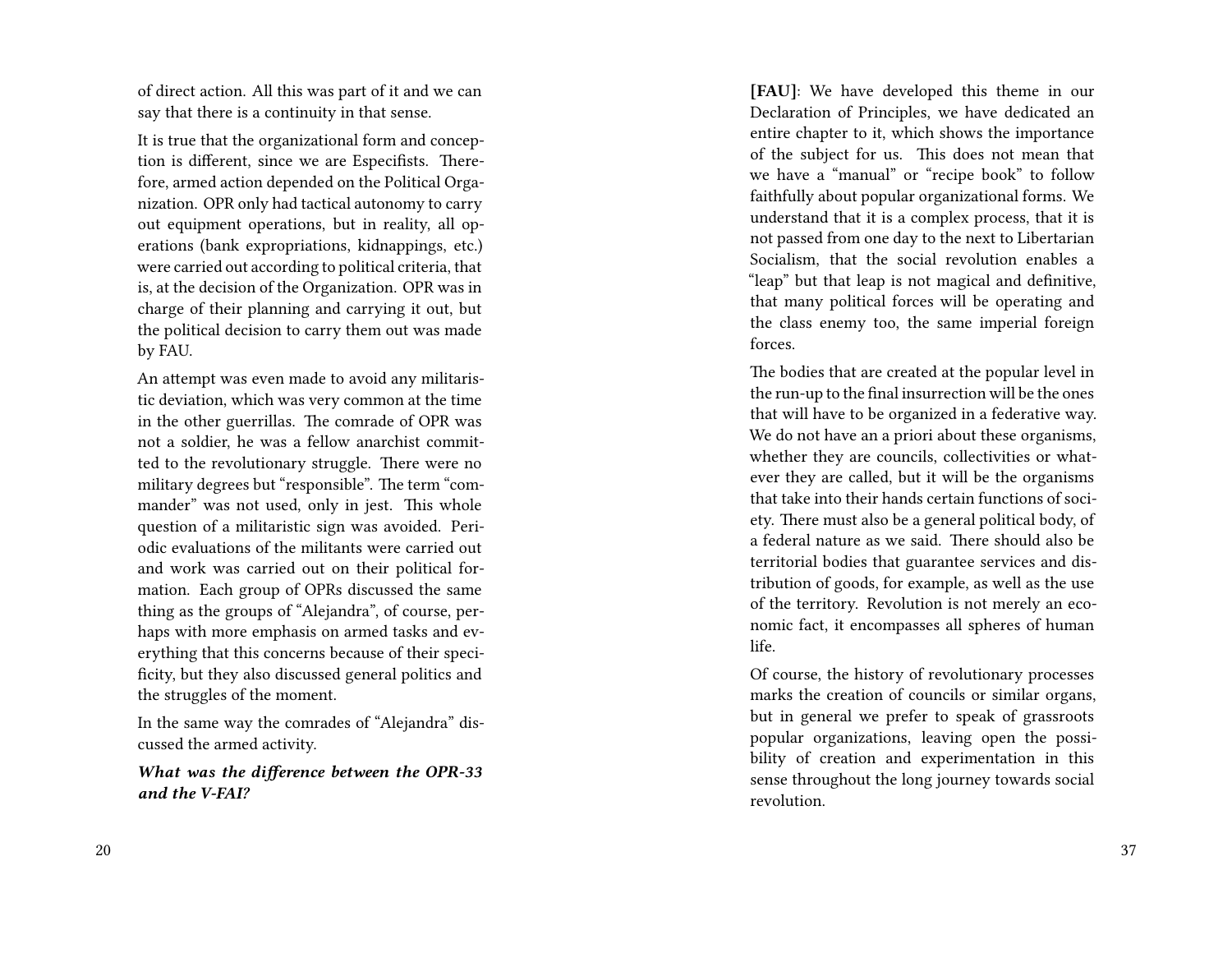of direct action. All this was part of it and we can say that there is a continuity in that sense.

It is true that the organizational form and conception is different, since we are Especifists. Therefore, armed action depended on the Political Organization. OPR only had tactical autonomy to carry out equipment operations, but in reality, all operations (bank expropriations, kidnappings, etc.) were carried out according to political criteria, that is, at the decision of the Organization. OPR was in charge of their planning and carrying it out, but the political decision to carry them out was made by FAU.

An attempt was even made to avoid any militaristic deviation, which was very common at the time in the other guerrillas. The comrade of OPR was not a soldier, he was a fellow anarchist committed to the revolutionary struggle. There were no military degrees but "responsible". The term "commander" was not used, only in jest. This whole question of a militaristic sign was avoided. Periodic evaluations of the militants were carried out and work was carried out on their political formation. Each group of OPRs discussed the same thing as the groups of "Alejandra", of course, perhaps with more emphasis on armed tasks and everything that this concerns because of their specificity, but they also discussed general politics and the struggles of the moment.

In the same way the comrades of "Alejandra" discussed the armed activity.

***What was the difference between the OPR-33 and the V-FAI?***

**[FAU]**: We have developed this theme in our Declaration of Principles, we have dedicated an entire chapter to it, which shows the importance of the subject for us. This does not mean that we have a "manual" or "recipe book" to follow faithfully about popular organizational forms. We understand that it is a complex process, that it is not passed from one day to the next to Libertarian Socialism, that the social revolution enables a "leap" but that leap is not magical and definitive, that many political forces will be operating and the class enemy too, the same imperial foreign forces.

The bodies that are created at the popular level in the run-up to the final insurrection will be the ones that will have to be organized in a federative way. We do not have an a priori about these organisms, whether they are councils, collectivities or whatever they are called, but it will be the organisms that take into their hands certain functions of society. There must also be a general political body, of a federal nature as we said. There should also be territorial bodies that guarantee services and distribution of goods, for example, as well as the use of the territory. Revolution is not merely an economic fact, it encompasses all spheres of human life.

Of course, the history of revolutionary processes marks the creation of councils or similar organs, but in general we prefer to speak of grassroots popular organizations, leaving open the possibility of creation and experimentation in this sense throughout the long journey towards social revolution.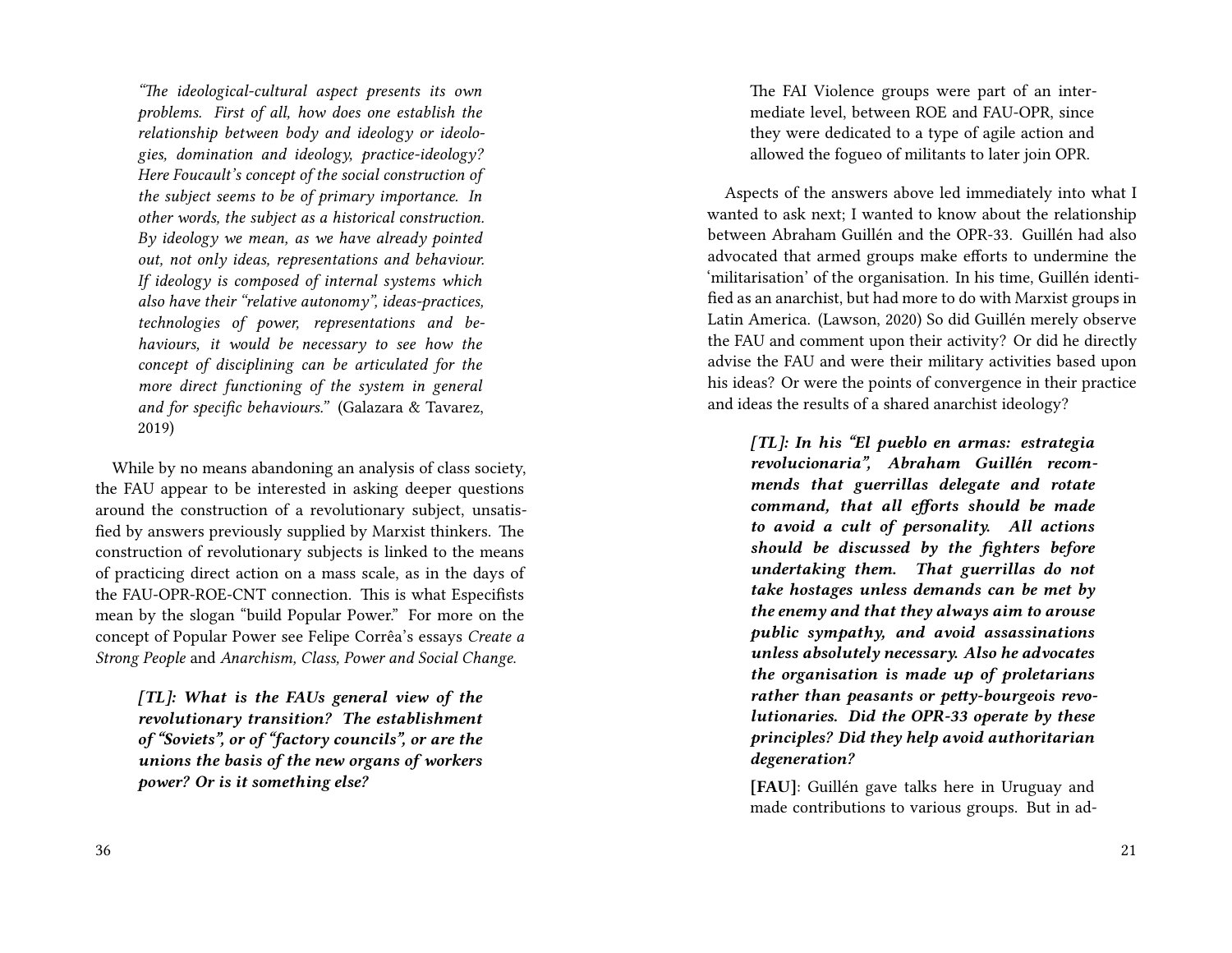*"The ideological-cultural aspect presents its own problems. First of all, how does one establish the relationship between body and ideology or ideologies, domination and ideology, practice-ideology? Here Foucault's concept of the social construction of the subject seems to be of primary importance. In other words, the subject as a historical construction. By ideology we mean, as we have already pointed out, not only ideas, representations and behaviour. If ideology is composed of internal systems which also have their "relative autonomy", ideas-practices, technologies of power, representations and behaviours, it would be necessary to see how the concept of disciplining can be articulated for the more direct functioning of the system in general and for specific behaviours."* (Galazara & Tavarez, 2019)

While by no means abandoning an analysis of class society, the FAU appear to be interested in asking deeper questions around the construction of a revolutionary subject, unsatisfied by answers previously supplied by Marxist thinkers. The construction of revolutionary subjects is linked to the means of practicing direct action on a mass scale, as in the days of the FAU-OPR-ROE-CNT connection. This is what Especifists mean by the slogan "build Popular Power." For more on the concept of Popular Power see Felipe Corrêa's essays *Create a Strong People* and *Anarchism, Class, Power and Social Change.*

***[TL]: What is the FAUs general view of the revolutionary transition? The establishment of "Soviets", or of "factory councils", or are the unions the basis of the new organs of workers power? Or is it something else?***

The FAI Violence groups were part of an intermediate level, between ROE and FAU-OPR, since they were dedicated to a type of agile action and allowed the fogueo of militants to later join OPR.

Aspects of the answers above led immediately into what I wanted to ask next; I wanted to know about the relationship between Abraham Guillén and the OPR-33. Guillén had also advocated that armed groups make efforts to undermine the 'militarisation' of the organisation. In his time, Guillén identified as an anarchist, but had more to do with Marxist groups in Latin America. (Lawson, 2020) So did Guillén merely observe the FAU and comment upon their activity? Or did he directly advise the FAU and were their military activities based upon his ideas? Or were the points of convergence in their practice and ideas the results of a shared anarchist ideology?

***[TL]: In his "El pueblo en armas: estrategia revolucionaria", Abraham Guillén recommends that guerrillas delegate and rotate command, that all efforts should be made to avoid a cult of personality. All actions should be discussed by the fighters before undertaking them. That guerrillas do not take hostages unless demands can be met by the enemy and that they always aim to arouse public sympathy, and avoid assassinations unless absolutely necessary. Also he advocates the organisation is made up of proletarians rather than peasants or petty-bourgeois revolutionaries. Did the OPR-33 operate by these principles? Did they help avoid authoritarian degeneration?***

**[FAU]**: Guillén gave talks here in Uruguay and made contributions to various groups. But in ad-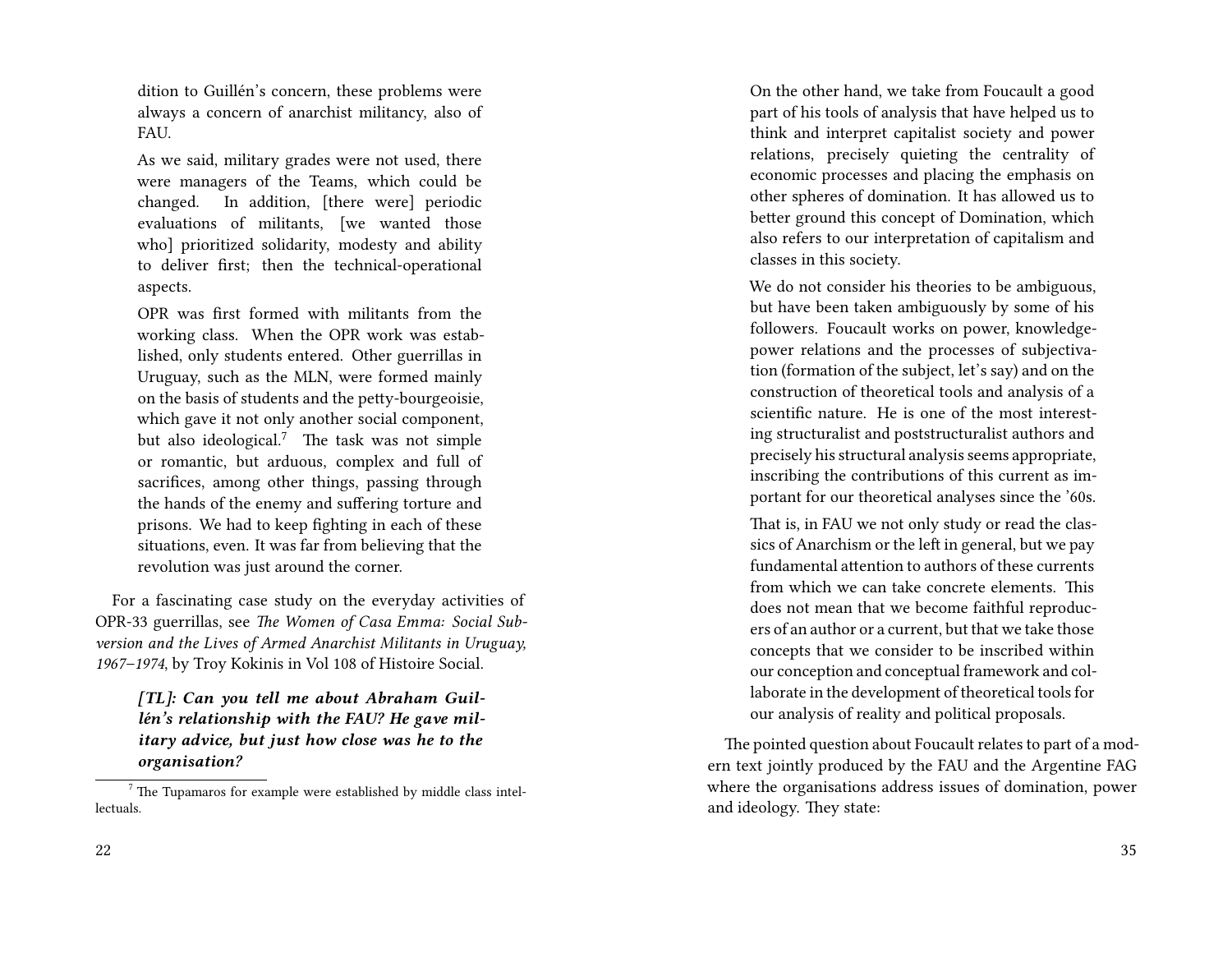dition to Guillén's concern, these problems were always a concern of anarchist militancy, also of FAU.

> As we said, military grades were not used, there were managers of the Teams, which could be changed. In addition, [there were] periodic evaluations of militants, [we wanted those who] prioritized solidarity, modesty and ability to deliver first; then the technical-operational aspects.
>
> OPR was first formed with militants from the working class. When the OPR work was established, only students entered. Other guerrillas in Uruguay, such as the MLN, were formed mainly on the basis of students and the petty-bourgeoisie, which gave it not only another social component, but also ideological.[7] The task was not simple or romantic, but arduous, complex and full of sacrifices, among other things, passing through the hands of the enemy and suffering torture and prisons. We had to keep fighting in each of these situations, even. It was far from believing that the revolution was just around the corner.

For a fascinating case study on the everyday activities of OPR-33 guerrillas, see *The Women of Casa Emma: Social Subversion and the Lives of Armed Anarchist Militants in Uruguay, 1967–1974*, by Troy Kokinis in Vol 108 of Histoire Social.

> ***[TL]: Can you tell me about Abraham Guillén's relationship with the FAU? He gave military advice, but just how close was he to the organisation?***

[7] The Tupamaros for example were established by middle class intellectuals.

> On the other hand, we take from Foucault a good part of his tools of analysis that have helped us to think and interpret capitalist society and power relations, precisely quieting the centrality of economic processes and placing the emphasis on other spheres of domination. It has allowed us to better ground this concept of Domination, which also refers to our interpretation of capitalism and classes in this society.
>
> We do not consider his theories to be ambiguous, but have been taken ambiguously by some of his followers. Foucault works on power, knowledge-power relations and the processes of subjectivation (formation of the subject, let's say) and on the construction of theoretical tools and analysis of a scientific nature. He is one of the most interesting structuralist and poststructuralist authors and precisely his structural analysis seems appropriate, inscribing the contributions of this current as important for our theoretical analyses since the '60s.
>
> That is, in FAU we not only study or read the classics of Anarchism or the left in general, but we pay fundamental attention to authors of these currents from which we can take concrete elements. This does not mean that we become faithful reproducers of an author or a current, but that we take those concepts that we consider to be inscribed within our conception and conceptual framework and collaborate in the development of theoretical tools for our analysis of reality and political proposals.

The pointed question about Foucault relates to part of a modern text jointly produced by the FAU and the Argentine FAG where the organisations address issues of domination, power and ideology. They state: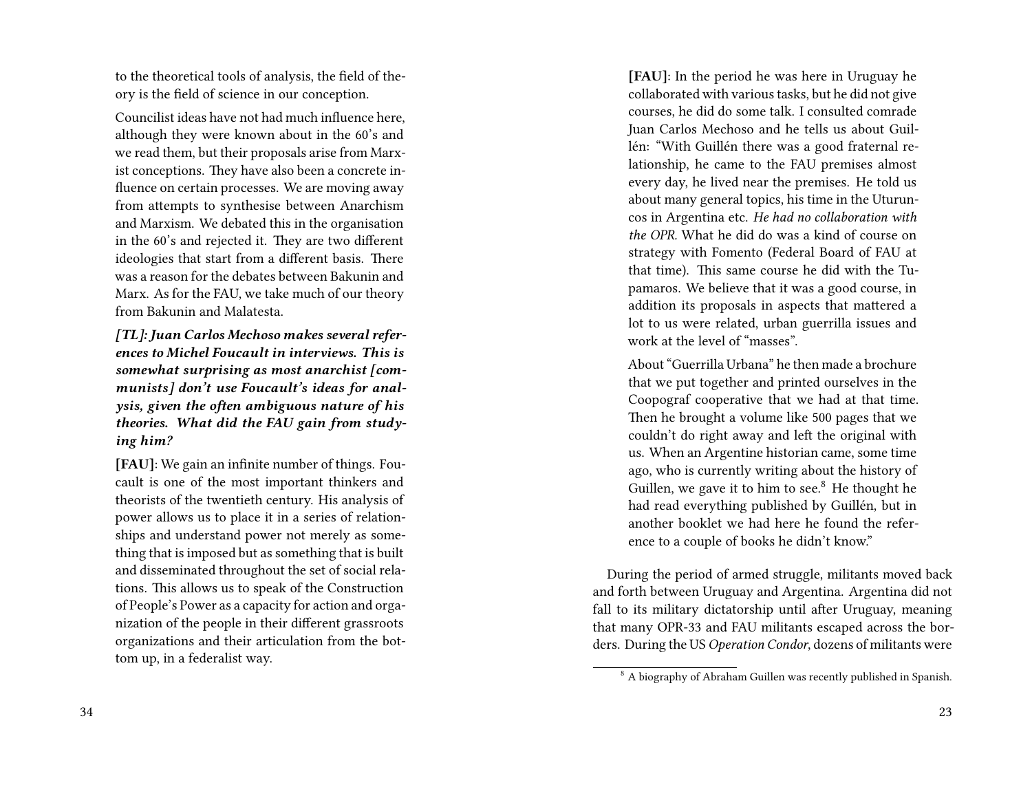to the theoretical tools of analysis, the field of theory is the field of science in our conception.

Councilist ideas have not had much influence here, although they were known about in the 60's and we read them, but their proposals arise from Marxist conceptions. They have also been a concrete influence on certain processes. We are moving away from attempts to synthesise between Anarchism and Marxism. We debated this in the organisation in the 60's and rejected it. They are two different ideologies that start from a different basis. There was a reason for the debates between Bakunin and Marx. As for the FAU, we take much of our theory from Bakunin and Malatesta.

***[TL]: Juan Carlos Mechoso makes several references to Michel Foucault in interviews. This is somewhat surprising as most anarchist [communists] don't use Foucault's ideas for analysis, given the often ambiguous nature of his theories. What did the FAU gain from studying him?***

**[FAU]**: We gain an infinite number of things. Foucault is one of the most important thinkers and theorists of the twentieth century. His analysis of power allows us to place it in a series of relationships and understand power not merely as something that is imposed but as something that is built and disseminated throughout the set of social relations. This allows us to speak of the Construction of People's Power as a capacity for action and organization of the people in their different grassroots organizations and their articulation from the bottom up, in a federalist way.

**[FAU]**: In the period he was here in Uruguay he collaborated with various tasks, but he did not give courses, he did do some talk. I consulted comrade Juan Carlos Mechoso and he tells us about Guillén: "With Guillén there was a good fraternal relationship, he came to the FAU premises almost every day, he lived near the premises. He told us about many general topics, his time in the Uturuncos in Argentina etc. *He had no collaboration with the OPR.* What he did do was a kind of course on strategy with Fomento (Federal Board of FAU at that time). This same course he did with the Tupamaros. We believe that it was a good course, in addition its proposals in aspects that mattered a lot to us were related, urban guerrilla issues and work at the level of "masses".

About "Guerrilla Urbana" he then made a brochure that we put together and printed ourselves in the Coopograf cooperative that we had at that time. Then he brought a volume like 500 pages that we couldn't do right away and left the original with us. When an Argentine historian came, some time ago, who is currently writing about the history of Guillen, we gave it to him to see.[8] He thought he had read everything published by Guillén, but in another booklet we had here he found the reference to a couple of books he didn't know."

During the period of armed struggle, militants moved back and forth between Uruguay and Argentina. Argentina did not fall to its military dictatorship until after Uruguay, meaning that many OPR-33 and FAU militants escaped across the borders. During the US *Operation Condor*, dozens of militants were

[8] A biography of Abraham Guillen was recently published in Spanish.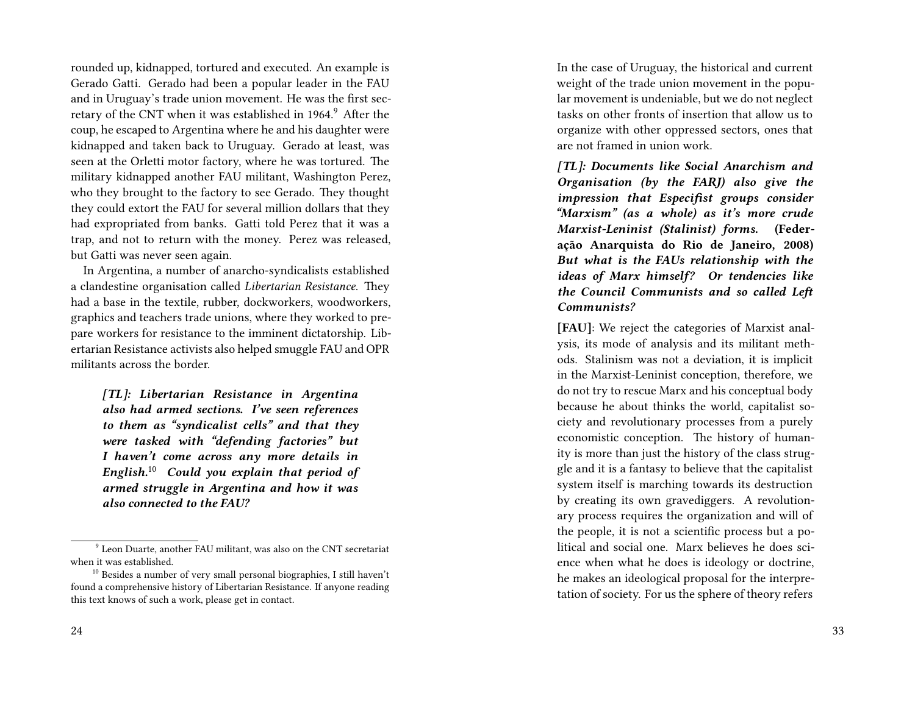rounded up, kidnapped, tortured and executed. An example is Gerado Gatti. Gerado had been a popular leader in the FAU and in Uruguay's trade union movement. He was the first secretary of the CNT when it was established in 1964.[9] After the coup, he escaped to Argentina where he and his daughter were kidnapped and taken back to Uruguay. Gerado at least, was seen at the Orletti motor factory, where he was tortured. The military kidnapped another FAU militant, Washington Perez, who they brought to the factory to see Gerado. They thought they could extort the FAU for several million dollars that they had expropriated from banks. Gatti told Perez that it was a trap, and not to return with the money. Perez was released, but Gatti was never seen again.

In Argentina, a number of anarcho-syndicalists established a clandestine organisation called *Libertarian Resistance*. They had a base in the textile, rubber, dockworkers, woodworkers, graphics and teachers trade unions, where they worked to prepare workers for resistance to the imminent dictatorship. Libertarian Resistance activists also helped smuggle FAU and OPR militants across the border.

> ***[TL]: Libertarian Resistance in Argentina also had armed sections. I've seen references to them as "syndicalist cells" and that they were tasked with "defending factories" but I haven't come across any more details in English.***[10] ***Could you explain that period of armed struggle in Argentina and how it was also connected to the FAU?***

[9] Leon Duarte, another FAU militant, was also on the CNT secretariat when it was established.

[10] Besides a number of very small personal biographies, I still haven't found a comprehensive history of Libertarian Resistance. If anyone reading this text knows of such a work, please get in contact.

In the case of Uruguay, the historical and current weight of the trade union movement in the popular movement is undeniable, but we do not neglect tasks on other fronts of insertion that allow us to organize with other oppressed sectors, ones that are not framed in union work.

***[TL]: Documents like Social Anarchism and Organisation (by the FARJ) also give the impression that Especifist groups consider "Marxism" (as a whole) as it's more crude Marxist-Leninist (Stalinist) forms.*** **(Federação Anarquista do Rio de Janeiro, 2008)** ***But what is the FAUs relationship with the ideas of Marx himself? Or tendencies like the Council Communists and so called Left Communists?***

**[FAU]**: We reject the categories of Marxist analysis, its mode of analysis and its militant methods. Stalinism was not a deviation, it is implicit in the Marxist-Leninist conception, therefore, we do not try to rescue Marx and his conceptual body because he about thinks the world, capitalist society and revolutionary processes from a purely economistic conception. The history of humanity is more than just the history of the class struggle and it is a fantasy to believe that the capitalist system itself is marching towards its destruction by creating its own gravediggers. A revolutionary process requires the organization and will of the people, it is not a scientific process but a political and social one. Marx believes he does science when what he does is ideology or doctrine, he makes an ideological proposal for the interpretation of society. For us the sphere of theory refers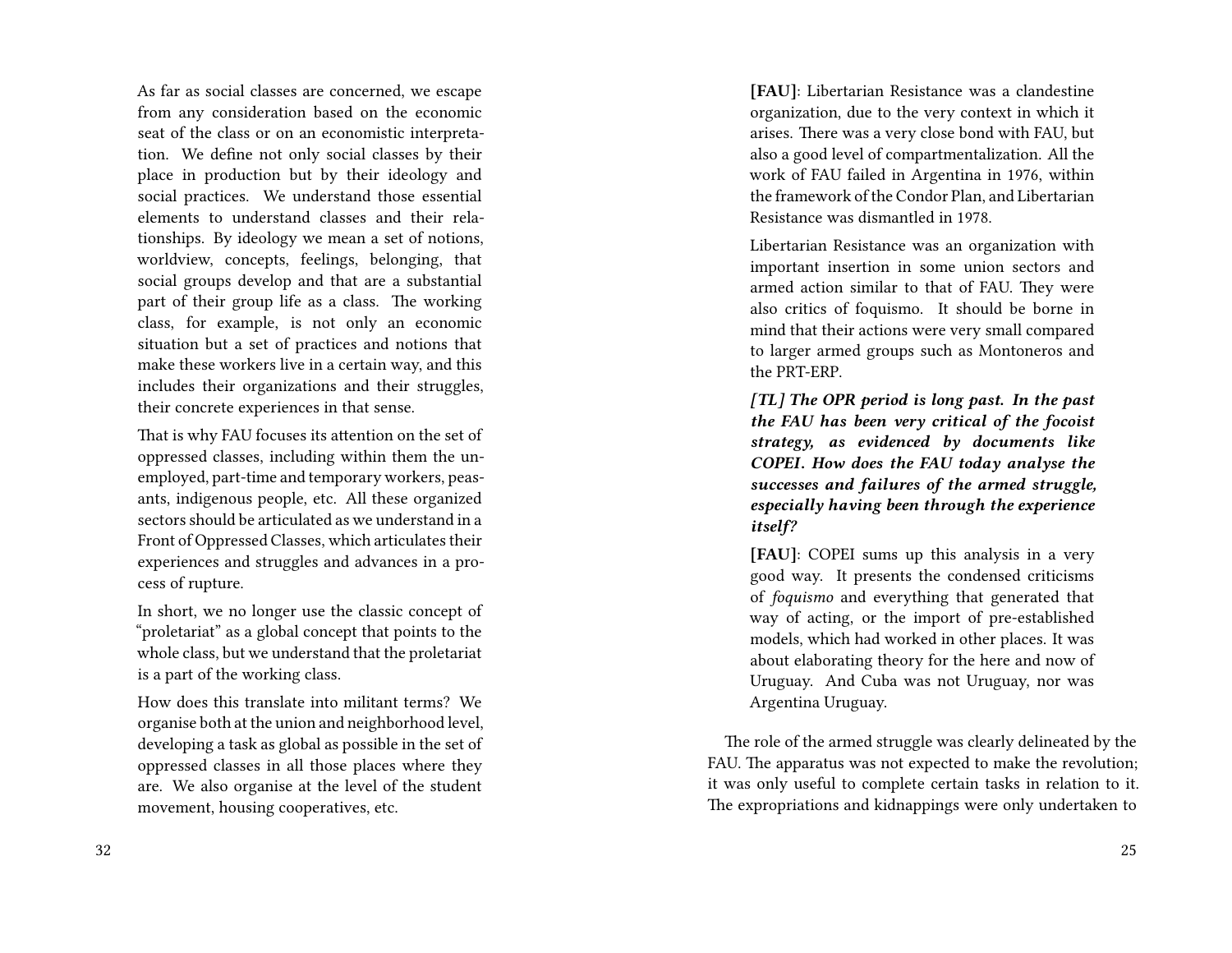As far as social classes are concerned, we escape from any consideration based on the economic seat of the class or on an economistic interpretation. We define not only social classes by their place in production but by their ideology and social practices. We understand those essential elements to understand classes and their relationships. By ideology we mean a set of notions, worldview, concepts, feelings, belonging, that social groups develop and that are a substantial part of their group life as a class. The working class, for example, is not only an economic situation but a set of practices and notions that make these workers live in a certain way, and this includes their organizations and their struggles, their concrete experiences in that sense.

That is why FAU focuses its attention on the set of oppressed classes, including within them the unemployed, part-time and temporary workers, peasants, indigenous people, etc. All these organized sectors should be articulated as we understand in a Front of Oppressed Classes, which articulates their experiences and struggles and advances in a process of rupture.

In short, we no longer use the classic concept of "proletariat" as a global concept that points to the whole class, but we understand that the proletariat is a part of the working class.

How does this translate into militant terms? We organise both at the union and neighborhood level, developing a task as global as possible in the set of oppressed classes in all those places where they are. We also organise at the level of the student movement, housing cooperatives, etc.

**[FAU]**: Libertarian Resistance was a clandestine organization, due to the very context in which it arises. There was a very close bond with FAU, but also a good level of compartmentalization. All the work of FAU failed in Argentina in 1976, within the framework of the Condor Plan, and Libertarian Resistance was dismantled in 1978.

Libertarian Resistance was an organization with important insertion in some union sectors and armed action similar to that of FAU. They were also critics of foquismo. It should be borne in mind that their actions were very small compared to larger armed groups such as Montoneros and the PRT-ERP.

***[TL] The OPR period is long past. In the past the FAU has been very critical of the focoist strategy, as evidenced by documents like COPEI. How does the FAU today analyse the successes and failures of the armed struggle, especially having been through the experience itself?***

**[FAU]**: COPEI sums up this analysis in a very good way. It presents the condensed criticisms of *foquismo* and everything that generated that way of acting, or the import of pre-established models, which had worked in other places. It was about elaborating theory for the here and now of Uruguay. And Cuba was not Uruguay, nor was Argentina Uruguay.

The role of the armed struggle was clearly delineated by the FAU. The apparatus was not expected to make the revolution; it was only useful to complete certain tasks in relation to it. The expropriations and kidnappings were only undertaken to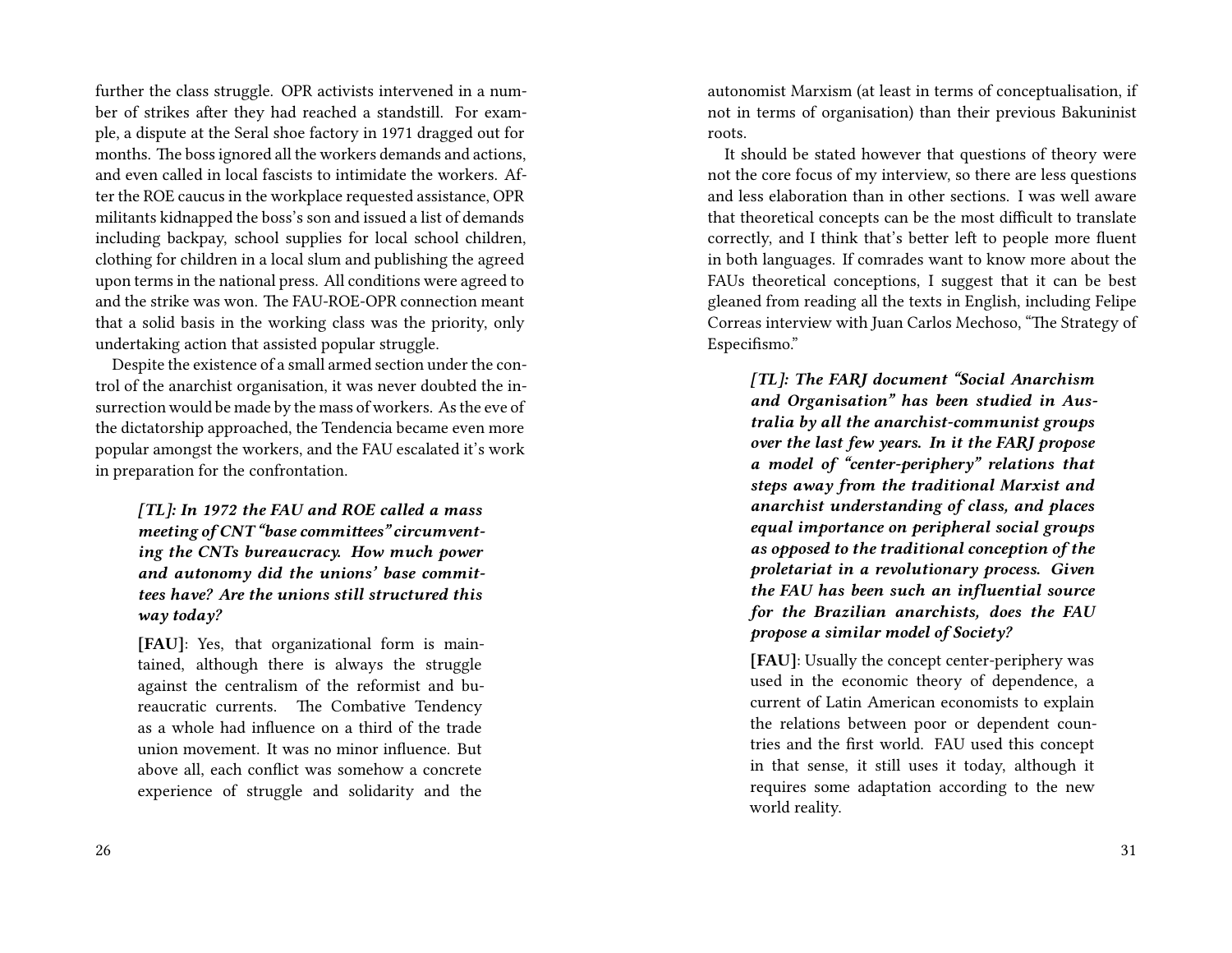further the class struggle. OPR activists intervened in a number of strikes after they had reached a standstill. For example, a dispute at the Seral shoe factory in 1971 dragged out for months. The boss ignored all the workers demands and actions, and even called in local fascists to intimidate the workers. After the ROE caucus in the workplace requested assistance, OPR militants kidnapped the boss's son and issued a list of demands including backpay, school supplies for local school children, clothing for children in a local slum and publishing the agreed upon terms in the national press. All conditions were agreed to and the strike was won. The FAU-ROE-OPR connection meant that a solid basis in the working class was the priority, only undertaking action that assisted popular struggle.

Despite the existence of a small armed section under the control of the anarchist organisation, it was never doubted the insurrection would be made by the mass of workers. As the eve of the dictatorship approached, the Tendencia became even more popular amongst the workers, and the FAU escalated it's work in preparation for the confrontation.

> ***[TL]: In 1972 the FAU and ROE called a mass meeting of CNT "base committees" circumventing the CNTs bureaucracy. How much power and autonomy did the unions' base committees have? Are the unions still structured this way today?***
>
> **[FAU]**: Yes, that organizational form is maintained, although there is always the struggle against the centralism of the reformist and bureaucratic currents. The Combative Tendency as a whole had influence on a third of the trade union movement. It was no minor influence. But above all, each conflict was somehow a concrete experience of struggle and solidarity and the

autonomist Marxism (at least in terms of conceptualisation, if not in terms of organisation) than their previous Bakuninist roots.

It should be stated however that questions of theory were not the core focus of my interview, so there are less questions and less elaboration than in other sections. I was well aware that theoretical concepts can be the most difficult to translate correctly, and I think that's better left to people more fluent in both languages. If comrades want to know more about the FAUs theoretical conceptions, I suggest that it can be best gleaned from reading all the texts in English, including Felipe Correas interview with Juan Carlos Mechoso, "The Strategy of Especifismo."

> ***[TL]: The FARJ document "Social Anarchism and Organisation" has been studied in Australia by all the anarchist-communist groups over the last few years. In it the FARJ propose a model of "center-periphery" relations that steps away from the traditional Marxist and anarchist understanding of class, and places equal importance on peripheral social groups as opposed to the traditional conception of the proletariat in a revolutionary process. Given the FAU has been such an influential source for the Brazilian anarchists, does the FAU propose a similar model of Society?***
>
> **[FAU]**: Usually the concept center-periphery was used in the economic theory of dependence, a current of Latin American economists to explain the relations between poor or dependent countries and the first world. FAU used this concept in that sense, it still uses it today, although it requires some adaptation according to the new world reality.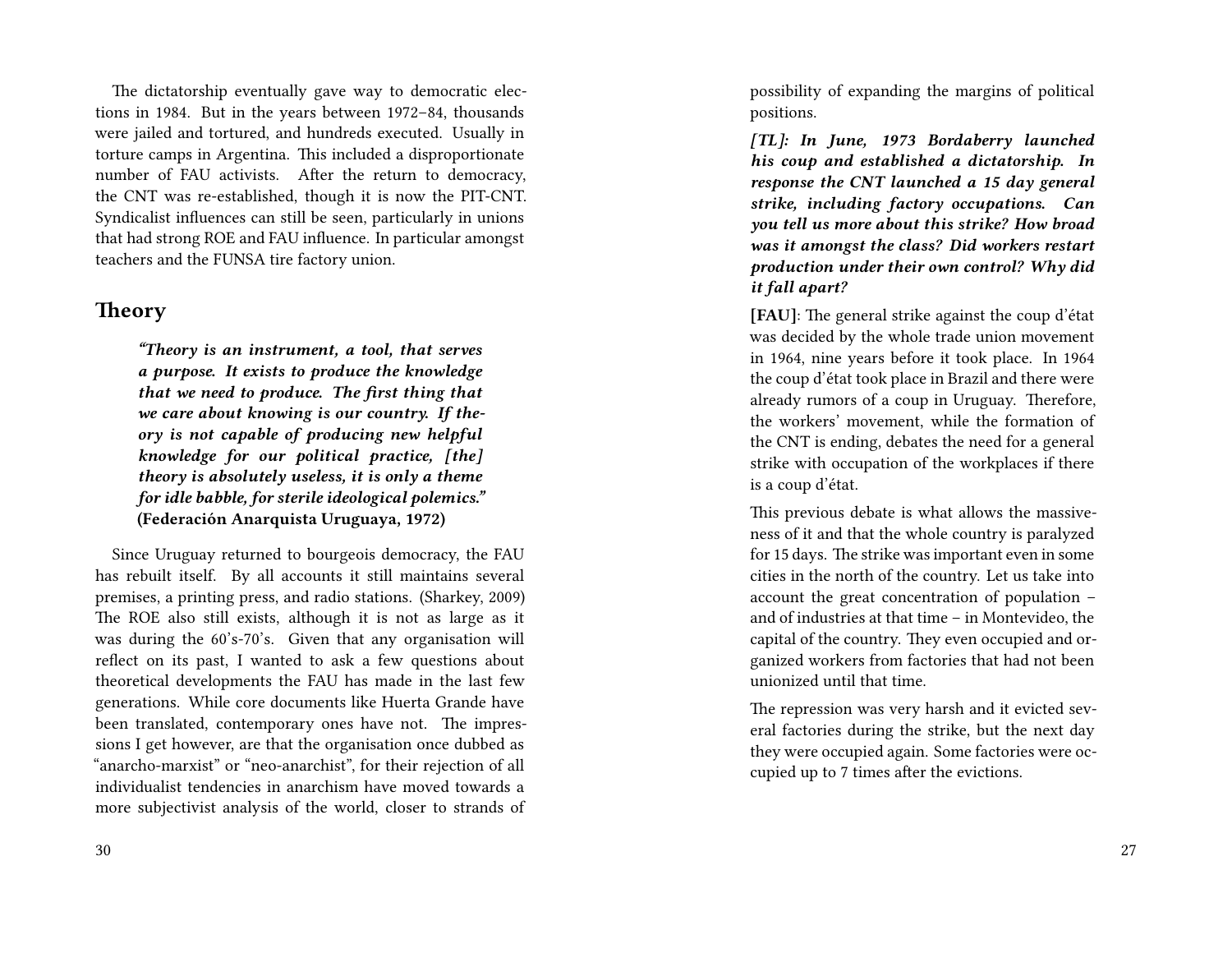The dictatorship eventually gave way to democratic elections in 1984. But in the years between 1972–84, thousands were jailed and tortured, and hundreds executed. Usually in torture camps in Argentina. This included a disproportionate number of FAU activists. After the return to democracy, the CNT was re-established, though it is now the PIT-CNT. Syndicalist influences can still be seen, particularly in unions that had strong ROE and FAU influence. In particular amongst teachers and the FUNSA tire factory union.

## Theory

> ***"Theory is an instrument, a tool, that serves a purpose. It exists to produce the knowledge that we need to produce. The first thing that we care about knowing is our country. If theory is not capable of producing new helpful knowledge for our political practice, [the] theory is absolutely useless, it is only a theme for idle babble, for sterile ideological polemics."*** **(Federación Anarquista Uruguaya, 1972)**

Since Uruguay returned to bourgeois democracy, the FAU has rebuilt itself. By all accounts it still maintains several premises, a printing press, and radio stations. (Sharkey, 2009) The ROE also still exists, although it is not as large as it was during the 60's-70's. Given that any organisation will reflect on its past, I wanted to ask a few questions about theoretical developments the FAU has made in the last few generations. While core documents like Huerta Grande have been translated, contemporary ones have not. The impressions I get however, are that the organisation once dubbed as "anarcho-marxist" or "neo-anarchist", for their rejection of all individualist tendencies in anarchism have moved towards a more subjectivist analysis of the world, closer to strands of

possibility of expanding the margins of political positions.

***[TL]: In June, 1973 Bordaberry launched his coup and established a dictatorship. In response the CNT launched a 15 day general strike, including factory occupations. Can you tell us more about this strike? How broad was it amongst the class? Did workers restart production under their own control? Why did it fall apart?***

**[FAU]**: The general strike against the coup d'état was decided by the whole trade union movement in 1964, nine years before it took place. In 1964 the coup d'état took place in Brazil and there were already rumors of a coup in Uruguay. Therefore, the workers' movement, while the formation of the CNT is ending, debates the need for a general strike with occupation of the workplaces if there is a coup d'état.

This previous debate is what allows the massiveness of it and that the whole country is paralyzed for 15 days. The strike was important even in some cities in the north of the country. Let us take into account the great concentration of population – and of industries at that time – in Montevideo, the capital of the country. They even occupied and organized workers from factories that had not been unionized until that time.

The repression was very harsh and it evicted several factories during the strike, but the next day they were occupied again. Some factories were occupied up to 7 times after the evictions.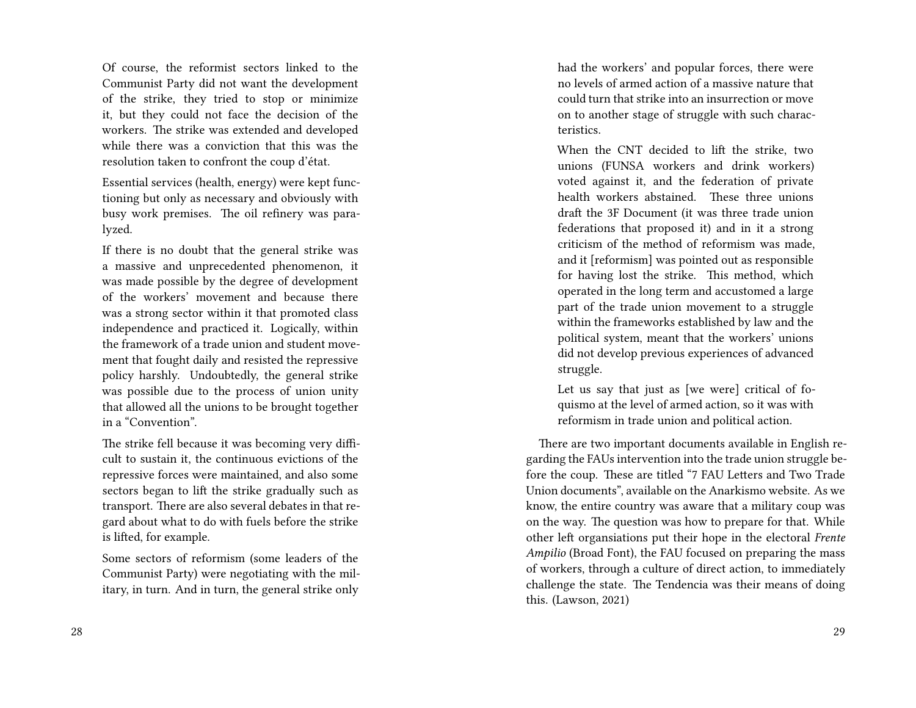Of course, the reformist sectors linked to the Communist Party did not want the development of the strike, they tried to stop or minimize it, but they could not face the decision of the workers. The strike was extended and developed while there was a conviction that this was the resolution taken to confront the coup d'état.

Essential services (health, energy) were kept functioning but only as necessary and obviously with busy work premises. The oil refinery was paralyzed.

If there is no doubt that the general strike was a massive and unprecedented phenomenon, it was made possible by the degree of development of the workers' movement and because there was a strong sector within it that promoted class independence and practiced it. Logically, within the framework of a trade union and student movement that fought daily and resisted the repressive policy harshly. Undoubtedly, the general strike was possible due to the process of union unity that allowed all the unions to be brought together in a "Convention".

The strike fell because it was becoming very difficult to sustain it, the continuous evictions of the repressive forces were maintained, and also some sectors began to lift the strike gradually such as transport. There are also several debates in that regard about what to do with fuels before the strike is lifted, for example.

Some sectors of reformism (some leaders of the Communist Party) were negotiating with the military, in turn. And in turn, the general strike only had the workers' and popular forces, there were no levels of armed action of a massive nature that could turn that strike into an insurrection or move on to another stage of struggle with such characteristics.

When the CNT decided to lift the strike, two unions (FUNSA workers and drink workers) voted against it, and the federation of private health workers abstained. These three unions draft the 3F Document (it was three trade union federations that proposed it) and in it a strong criticism of the method of reformism was made, and it [reformism] was pointed out as responsible for having lost the strike. This method, which operated in the long term and accustomed a large part of the trade union movement to a struggle within the frameworks established by law and the political system, meant that the workers' unions did not develop previous experiences of advanced struggle.

Let us say that just as [we were] critical of foquismo at the level of armed action, so it was with reformism in trade union and political action.

There are two important documents available in English regarding the FAUs intervention into the trade union struggle before the coup. These are titled "7 FAU Letters and Two Trade Union documents", available on the Anarkismo website. As we know, the entire country was aware that a military coup was on the way. The question was how to prepare for that. While other left organsiations put their hope in the electoral *Frente Ampilio* (Broad Font), the FAU focused on preparing the mass of workers, through a culture of direct action, to immediately challenge the state. The Tendencia was their means of doing this. (Lawson, 2021)